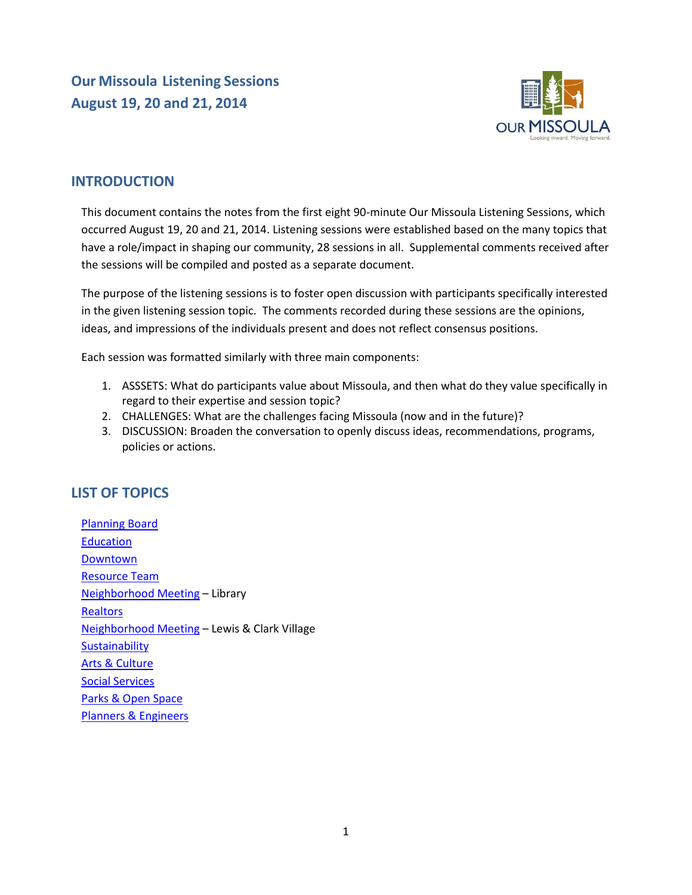# Our Missoula Listening Sessions
# August 19, 20 and 21, 2014

## INTRODUCTION

This document contains the notes from the first eight 90-minute Our Missoula Listening Sessions, which occurred August 19, 20 and 21, 2014. Listening sessions were established based on the many topics that have a role/impact in shaping our community, 28 sessions in all. Supplemental comments received after the sessions will be compiled and posted as a separate document.

The purpose of the listening sessions is to foster open discussion with participants specifically interested in the given listening session topic. The comments recorded during these sessions are the opinions, ideas, and impressions of the individuals present and does not reflect consensus positions.

Each session was formatted similarly with three main components:

1. ASSSETS: What do participants value about Missoula, and then what do they value specifically in regard to their expertise and session topic?
2. CHALLENGES: What are the challenges facing Missoula (now and in the future)?
3. DISCUSSION: Broaden the conversation to openly discuss ideas, recommendations, programs, policies or actions.

## LIST OF TOPICS

- Planning Board
- Education
- Downtown
- Resource Team
- Neighborhood Meeting – Library
- Realtors
- Neighborhood Meeting – Lewis & Clark Village
- Sustainability
- Arts & Culture
- Social Services
- Parks & Open Space
- Planners & Engineers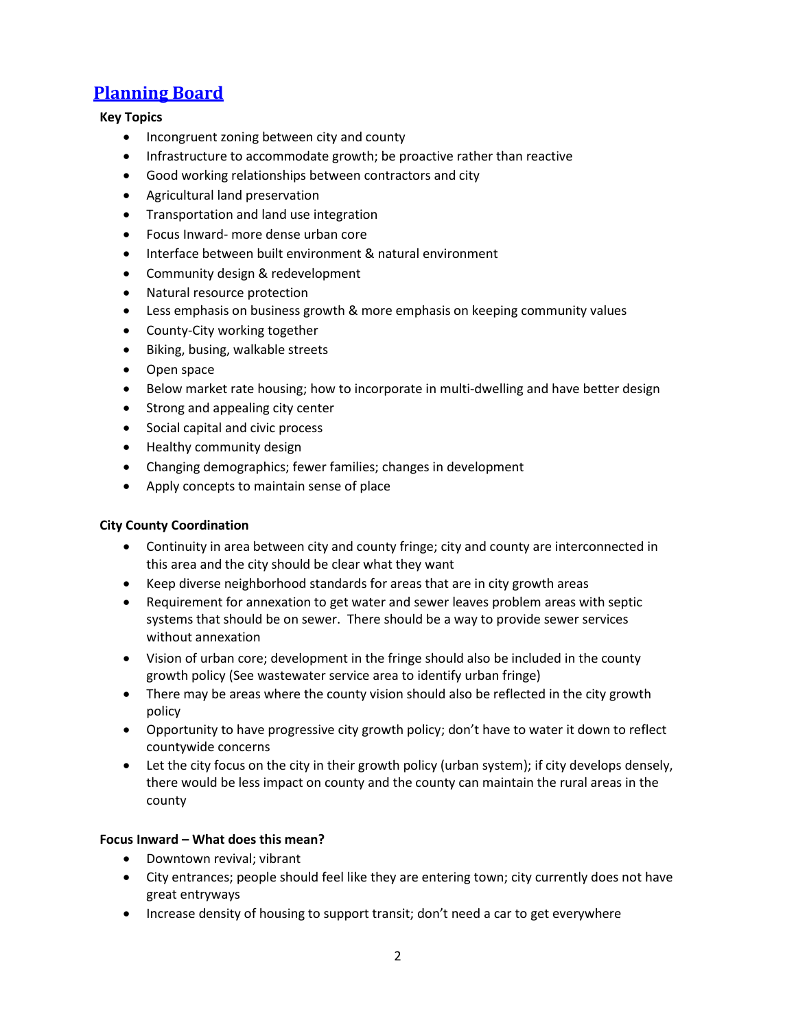# [Planning Board]

**Key Topics**

- Incongruent zoning between city and county
- Infrastructure to accommodate growth; be proactive rather than reactive
- Good working relationships between contractors and city
- Agricultural land preservation
- Transportation and land use integration
- Focus Inward- more dense urban core
- Interface between built environment & natural environment
- Community design & redevelopment
- Natural resource protection
- Less emphasis on business growth & more emphasis on keeping community values
- County-City working together
- Biking, busing, walkable streets
- Open space
- Below market rate housing; how to incorporate in multi-dwelling and have better design
- Strong and appealing city center
- Social capital and civic process
- Healthy community design
- Changing demographics; fewer families; changes in development
- Apply concepts to maintain sense of place

**City County Coordination**

- Continuity in area between city and county fringe; city and county are interconnected in this area and the city should be clear what they want
- Keep diverse neighborhood standards for areas that are in city growth areas
- Requirement for annexation to get water and sewer leaves problem areas with septic systems that should be on sewer. There should be a way to provide sewer services without annexation
- Vision of urban core; development in the fringe should also be included in the county growth policy (See wastewater service area to identify urban fringe)
- There may be areas where the county vision should also be reflected in the city growth policy
- Opportunity to have progressive city growth policy; don't have to water it down to reflect countywide concerns
- Let the city focus on the city in their growth policy (urban system); if city develops densely, there would be less impact on county and the county can maintain the rural areas in the county

**Focus Inward – What does this mean?**

- Downtown revival; vibrant
- City entrances; people should feel like they are entering town; city currently does not have great entryways
- Increase density of housing to support transit; don't need a car to get everywhere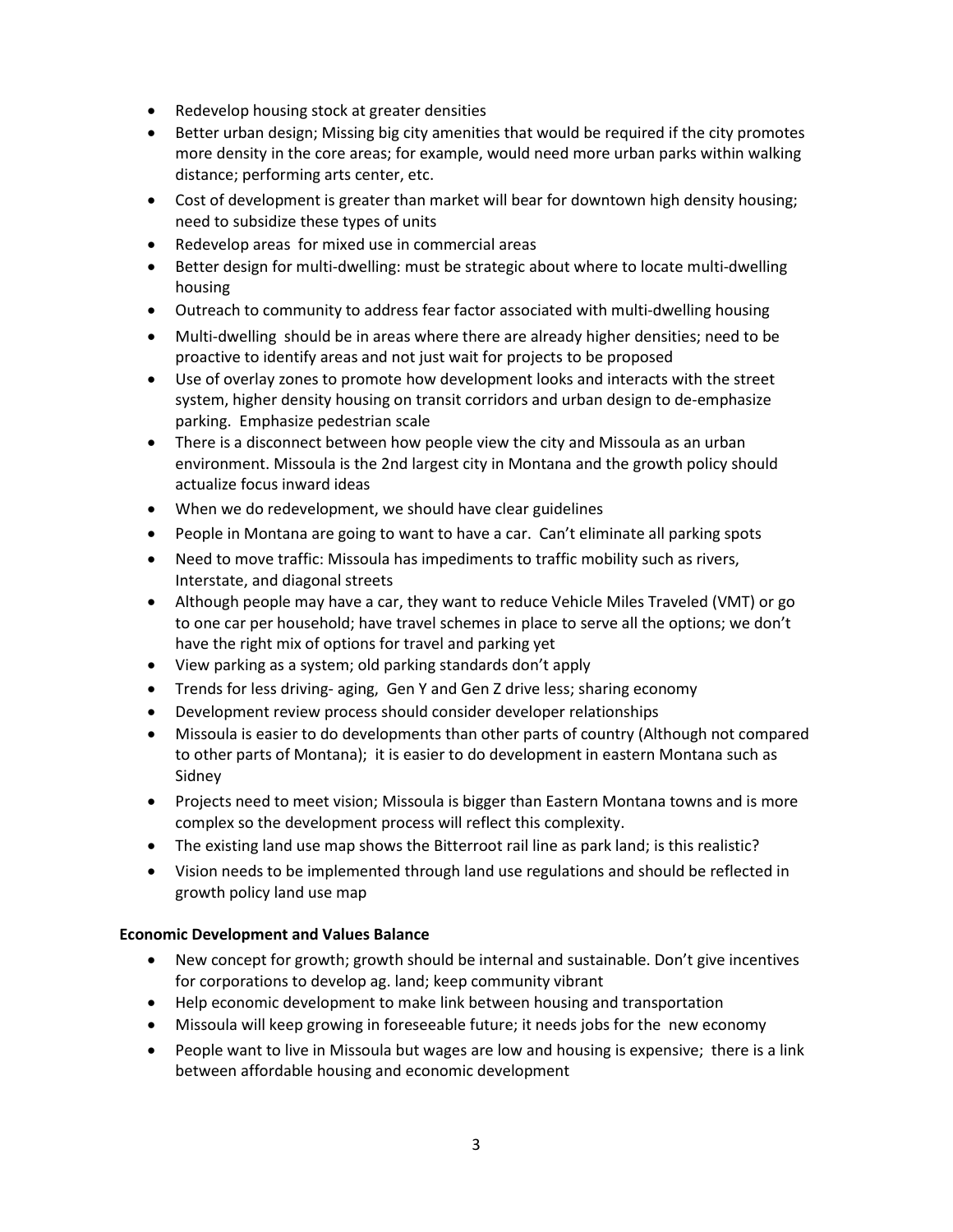- Redevelop housing stock at greater densities
- Better urban design; Missing big city amenities that would be required if the city promotes more density in the core areas; for example, would need more urban parks within walking distance; performing arts center, etc.
- Cost of development is greater than market will bear for downtown high density housing; need to subsidize these types of units
- Redevelop areas for mixed use in commercial areas
- Better design for multi-dwelling: must be strategic about where to locate multi-dwelling housing
- Outreach to community to address fear factor associated with multi-dwelling housing
- Multi-dwelling should be in areas where there are already higher densities; need to be proactive to identify areas and not just wait for projects to be proposed
- Use of overlay zones to promote how development looks and interacts with the street system, higher density housing on transit corridors and urban design to de-emphasize parking. Emphasize pedestrian scale
- There is a disconnect between how people view the city and Missoula as an urban environment. Missoula is the 2nd largest city in Montana and the growth policy should actualize focus inward ideas
- When we do redevelopment, we should have clear guidelines
- People in Montana are going to want to have a car. Can't eliminate all parking spots
- Need to move traffic: Missoula has impediments to traffic mobility such as rivers, Interstate, and diagonal streets
- Although people may have a car, they want to reduce Vehicle Miles Traveled (VMT) or go to one car per household; have travel schemes in place to serve all the options; we don't have the right mix of options for travel and parking yet
- View parking as a system; old parking standards don't apply
- Trends for less driving- aging, Gen Y and Gen Z drive less; sharing economy
- Development review process should consider developer relationships
- Missoula is easier to do developments than other parts of country (Although not compared to other parts of Montana); it is easier to do development in eastern Montana such as Sidney
- Projects need to meet vision; Missoula is bigger than Eastern Montana towns and is more complex so the development process will reflect this complexity.
- The existing land use map shows the Bitterroot rail line as park land; is this realistic?
- Vision needs to be implemented through land use regulations and should be reflected in growth policy land use map

**Economic Development and Values Balance**

- New concept for growth; growth should be internal and sustainable. Don't give incentives for corporations to develop ag. land; keep community vibrant
- Help economic development to make link between housing and transportation
- Missoula will keep growing in foreseeable future; it needs jobs for the new economy
- People want to live in Missoula but wages are low and housing is expensive; there is a link between affordable housing and economic development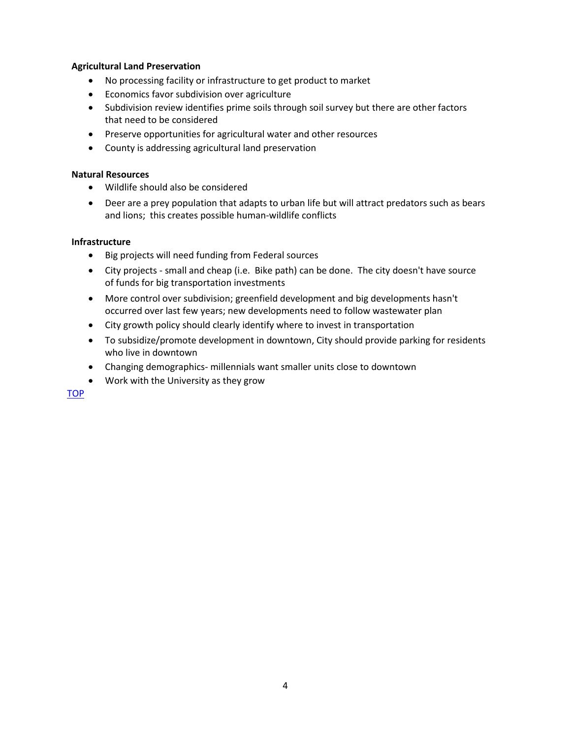**Agricultural Land Preservation**

- No processing facility or infrastructure to get product to market
- Economics favor subdivision over agriculture
- Subdivision review identifies prime soils through soil survey but there are other factors that need to be considered
- Preserve opportunities for agricultural water and other resources
- County is addressing agricultural land preservation

**Natural Resources**

- Wildlife should also be considered
- Deer are a prey population that adapts to urban life but will attract predators such as bears and lions; this creates possible human-wildlife conflicts

**Infrastructure**

- Big projects will need funding from Federal sources
- City projects - small and cheap (i.e. Bike path) can be done. The city doesn't have source of funds for big transportation investments
- More control over subdivision; greenfield development and big developments hasn't occurred over last few years; new developments need to follow wastewater plan
- City growth policy should clearly identify where to invest in transportation
- To subsidize/promote development in downtown, City should provide parking for residents who live in downtown
- Changing demographics- millennials want smaller units close to downtown
- Work with the University as they grow

TOP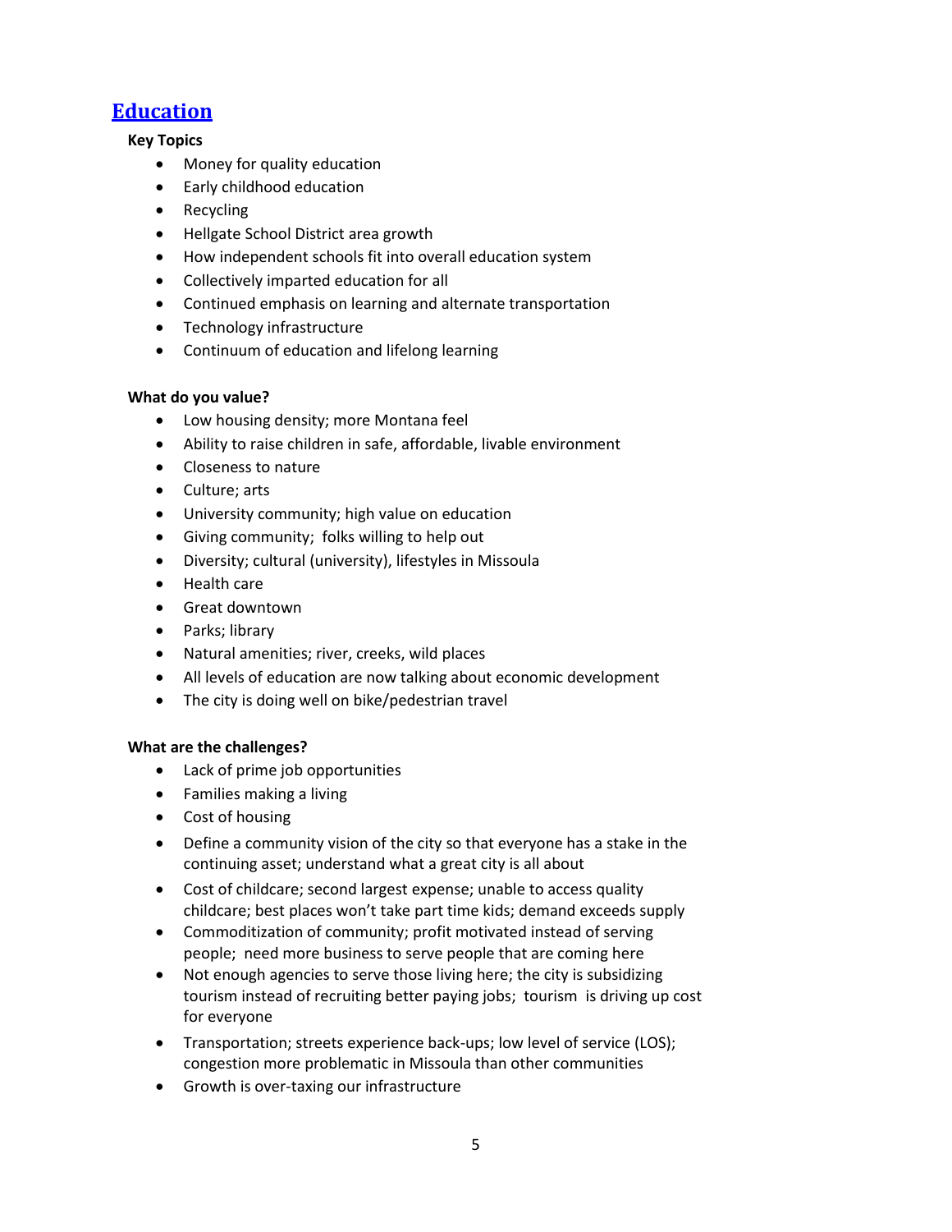## Education

**Key Topics**

- Money for quality education
- Early childhood education
- Recycling
- Hellgate School District area growth
- How independent schools fit into overall education system
- Collectively imparted education for all
- Continued emphasis on learning and alternate transportation
- Technology infrastructure
- Continuum of education and lifelong learning

**What do you value?**

- Low housing density; more Montana feel
- Ability to raise children in safe, affordable, livable environment
- Closeness to nature
- Culture; arts
- University community; high value on education
- Giving community; folks willing to help out
- Diversity; cultural (university), lifestyles in Missoula
- Health care
- Great downtown
- Parks; library
- Natural amenities; river, creeks, wild places
- All levels of education are now talking about economic development
- The city is doing well on bike/pedestrian travel

**What are the challenges?**

- Lack of prime job opportunities
- Families making a living
- Cost of housing
- Define a community vision of the city so that everyone has a stake in the continuing asset; understand what a great city is all about
- Cost of childcare; second largest expense; unable to access quality childcare; best places won't take part time kids; demand exceeds supply
- Commoditization of community; profit motivated instead of serving people; need more business to serve people that are coming here
- Not enough agencies to serve those living here; the city is subsidizing tourism instead of recruiting better paying jobs; tourism is driving up cost for everyone
- Transportation; streets experience back-ups; low level of service (LOS); congestion more problematic in Missoula than other communities
- Growth is over-taxing our infrastructure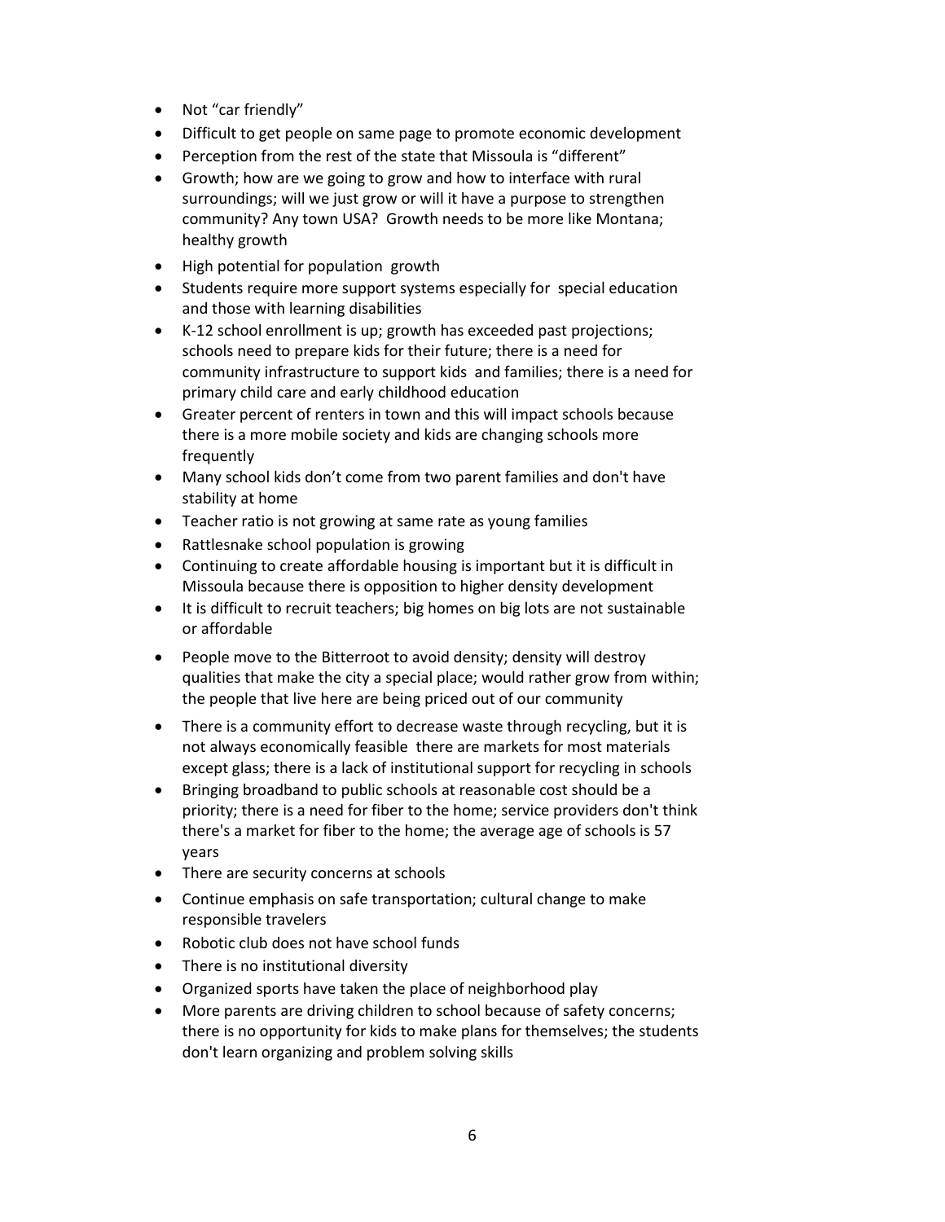- Not “car friendly”
- Difficult to get people on same page to promote economic development
- Perception from the rest of the state that Missoula is “different”
- Growth; how are we going to grow and how to interface with rural surroundings; will we just grow or will it have a purpose to strengthen community? Any town USA? Growth needs to be more like Montana; healthy growth
- High potential for population growth
- Students require more support systems especially for special education and those with learning disabilities
- K-12 school enrollment is up; growth has exceeded past projections; schools need to prepare kids for their future; there is a need for community infrastructure to support kids and families; there is a need for primary child care and early childhood education
- Greater percent of renters in town and this will impact schools because there is a more mobile society and kids are changing schools more frequently
- Many school kids don’t come from two parent families and don't have stability at home
- Teacher ratio is not growing at same rate as young families
- Rattlesnake school population is growing
- Continuing to create affordable housing is important but it is difficult in Missoula because there is opposition to higher density development
- It is difficult to recruit teachers; big homes on big lots are not sustainable or affordable
- People move to the Bitterroot to avoid density; density will destroy qualities that make the city a special place; would rather grow from within; the people that live here are being priced out of our community
- There is a community effort to decrease waste through recycling, but it is not always economically feasible there are markets for most materials except glass; there is a lack of institutional support for recycling in schools
- Bringing broadband to public schools at reasonable cost should be a priority; there is a need for fiber to the home; service providers don't think there's a market for fiber to the home; the average age of schools is 57 years
- There are security concerns at schools
- Continue emphasis on safe transportation; cultural change to make responsible travelers
- Robotic club does not have school funds
- There is no institutional diversity
- Organized sports have taken the place of neighborhood play
- More parents are driving children to school because of safety concerns; there is no opportunity for kids to make plans for themselves; the students don't learn organizing and problem solving skills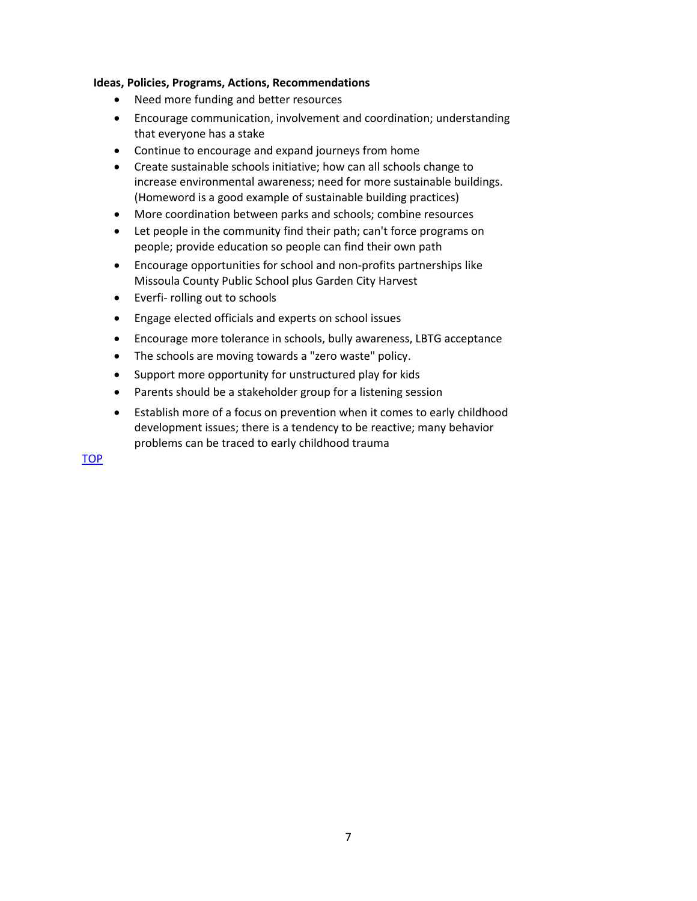**Ideas, Policies, Programs, Actions, Recommendations**

- Need more funding and better resources
- Encourage communication, involvement and coordination; understanding that everyone has a stake
- Continue to encourage and expand journeys from home
- Create sustainable schools initiative; how can all schools change to increase environmental awareness; need for more sustainable buildings. (Homeword is a good example of sustainable building practices)
- More coordination between parks and schools; combine resources
- Let people in the community find their path; can't force programs on people; provide education so people can find their own path
- Encourage opportunities for school and non-profits partnerships like Missoula County Public School plus Garden City Harvest
- Everfi- rolling out to schools
- Engage elected officials and experts on school issues
- Encourage more tolerance in schools, bully awareness, LBTG acceptance
- The schools are moving towards a "zero waste" policy.
- Support more opportunity for unstructured play for kids
- Parents should be a stakeholder group for a listening session
- Establish more of a focus on prevention when it comes to early childhood development issues; there is a tendency to be reactive; many behavior problems can be traced to early childhood trauma

TOP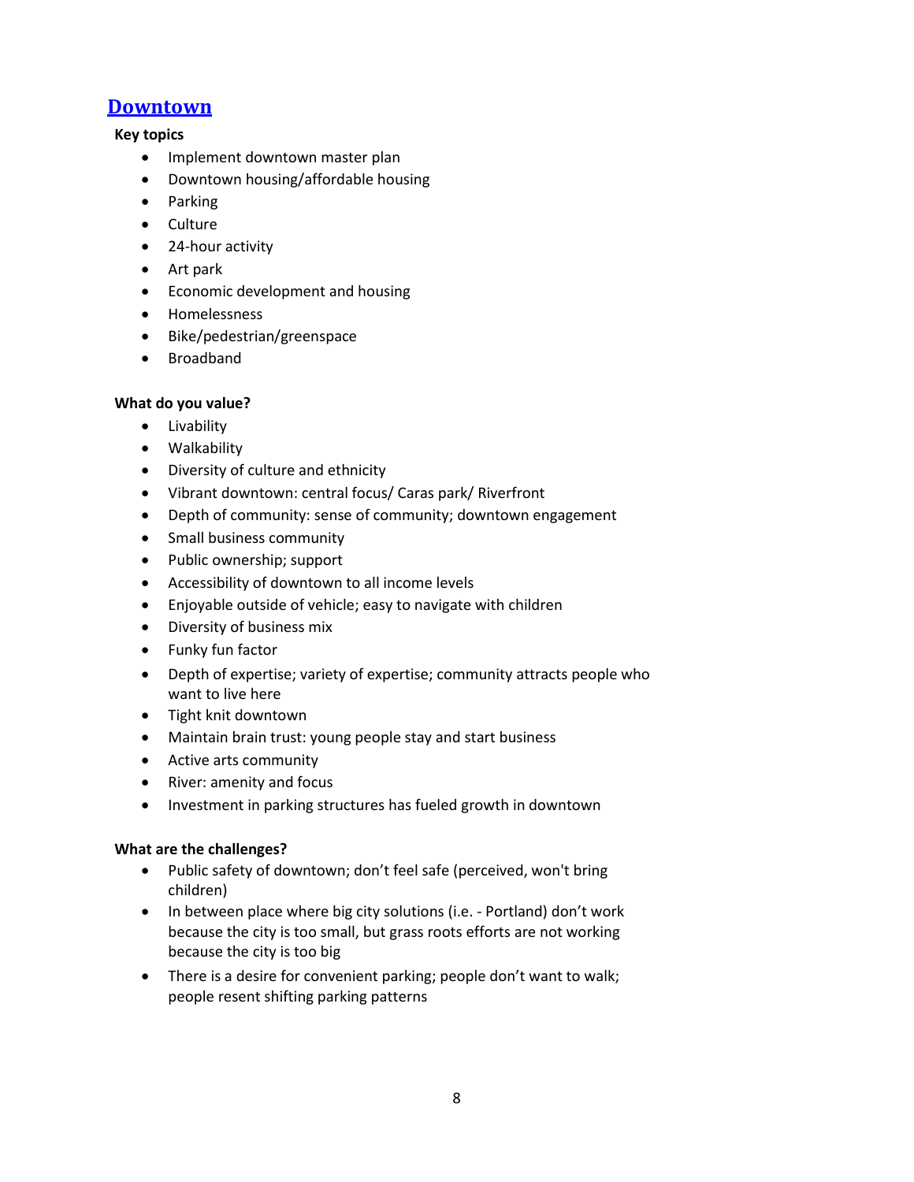## Downtown

**Key topics**

- Implement downtown master plan
- Downtown housing/affordable housing
- Parking
- Culture
- 24-hour activity
- Art park
- Economic development and housing
- Homelessness
- Bike/pedestrian/greenspace
- Broadband

**What do you value?**

- Livability
- Walkability
- Diversity of culture and ethnicity
- Vibrant downtown: central focus/ Caras park/ Riverfront
- Depth of community: sense of community; downtown engagement
- Small business community
- Public ownership; support
- Accessibility of downtown to all income levels
- Enjoyable outside of vehicle; easy to navigate with children
- Diversity of business mix
- Funky fun factor
- Depth of expertise; variety of expertise; community attracts people who want to live here
- Tight knit downtown
- Maintain brain trust: young people stay and start business
- Active arts community
- River: amenity and focus
- Investment in parking structures has fueled growth in downtown

**What are the challenges?**

- Public safety of downtown; don't feel safe (perceived, won't bring children)
- In between place where big city solutions (i.e. - Portland) don't work because the city is too small, but grass roots efforts are not working because the city is too big
- There is a desire for convenient parking; people don't want to walk; people resent shifting parking patterns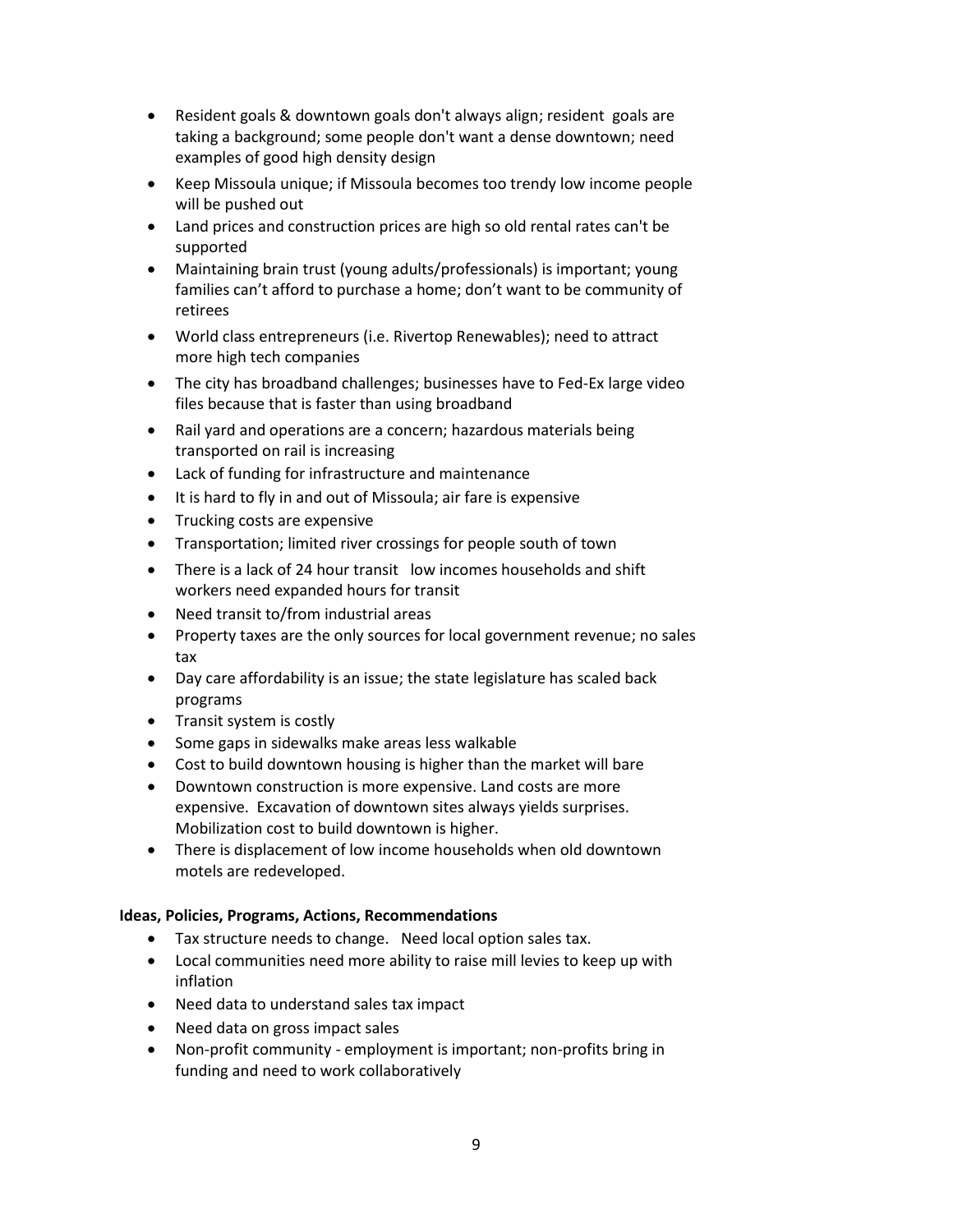- Resident goals & downtown goals don't always align; resident goals are taking a background; some people don't want a dense downtown; need examples of good high density design
- Keep Missoula unique; if Missoula becomes too trendy low income people will be pushed out
- Land prices and construction prices are high so old rental rates can't be supported
- Maintaining brain trust (young adults/professionals) is important; young families can't afford to purchase a home; don't want to be community of retirees
- World class entrepreneurs (i.e. Rivertop Renewables); need to attract more high tech companies
- The city has broadband challenges; businesses have to Fed-Ex large video files because that is faster than using broadband
- Rail yard and operations are a concern; hazardous materials being transported on rail is increasing
- Lack of funding for infrastructure and maintenance
- It is hard to fly in and out of Missoula; air fare is expensive
- Trucking costs are expensive
- Transportation; limited river crossings for people south of town
- There is a lack of 24 hour transit low incomes households and shift workers need expanded hours for transit
- Need transit to/from industrial areas
- Property taxes are the only sources for local government revenue; no sales tax
- Day care affordability is an issue; the state legislature has scaled back programs
- Transit system is costly
- Some gaps in sidewalks make areas less walkable
- Cost to build downtown housing is higher than the market will bare
- Downtown construction is more expensive. Land costs are more expensive. Excavation of downtown sites always yields surprises. Mobilization cost to build downtown is higher.
- There is displacement of low income households when old downtown motels are redeveloped.

**Ideas, Policies, Programs, Actions, Recommendations**

- Tax structure needs to change. Need local option sales tax.
- Local communities need more ability to raise mill levies to keep up with inflation
- Need data to understand sales tax impact
- Need data on gross impact sales
- Non-profit community - employment is important; non-profits bring in funding and need to work collaboratively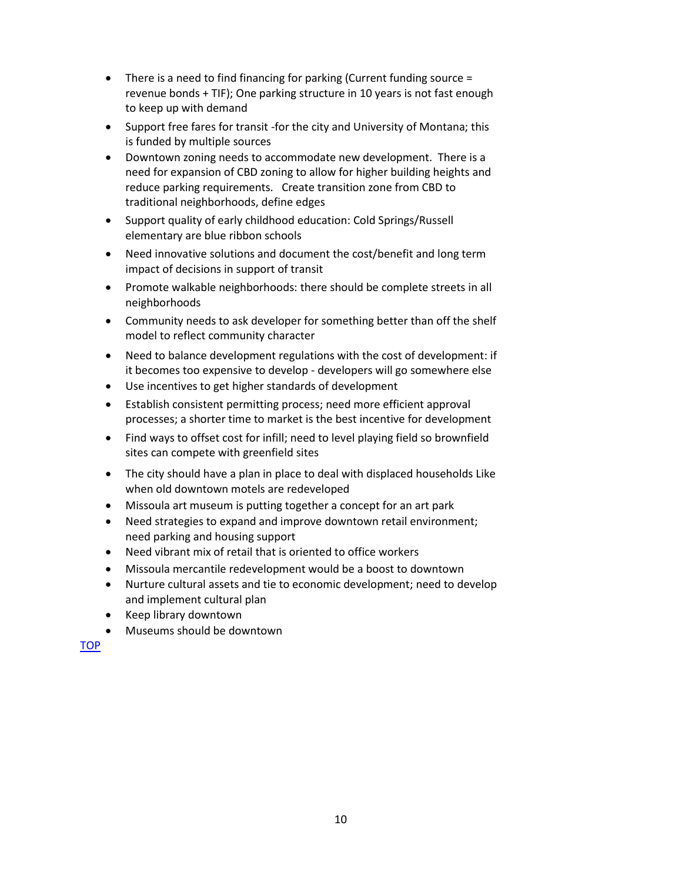- There is a need to find financing for parking (Current funding source = revenue bonds + TIF); One parking structure in 10 years is not fast enough to keep up with demand
- Support free fares for transit -for the city and University of Montana; this is funded by multiple sources
- Downtown zoning needs to accommodate new development. There is a need for expansion of CBD zoning to allow for higher building heights and reduce parking requirements. Create transition zone from CBD to traditional neighborhoods, define edges
- Support quality of early childhood education: Cold Springs/Russell elementary are blue ribbon schools
- Need innovative solutions and document the cost/benefit and long term impact of decisions in support of transit
- Promote walkable neighborhoods: there should be complete streets in all neighborhoods
- Community needs to ask developer for something better than off the shelf model to reflect community character
- Need to balance development regulations with the cost of development: if it becomes too expensive to develop - developers will go somewhere else
- Use incentives to get higher standards of development
- Establish consistent permitting process; need more efficient approval processes; a shorter time to market is the best incentive for development
- Find ways to offset cost for infill; need to level playing field so brownfield sites can compete with greenfield sites
- The city should have a plan in place to deal with displaced households Like when old downtown motels are redeveloped
- Missoula art museum is putting together a concept for an art park
- Need strategies to expand and improve downtown retail environment; need parking and housing support
- Need vibrant mix of retail that is oriented to office workers
- Missoula mercantile redevelopment would be a boost to downtown
- Nurture cultural assets and tie to economic development; need to develop and implement cultural plan
- Keep library downtown
- Museums should be downtown

TOP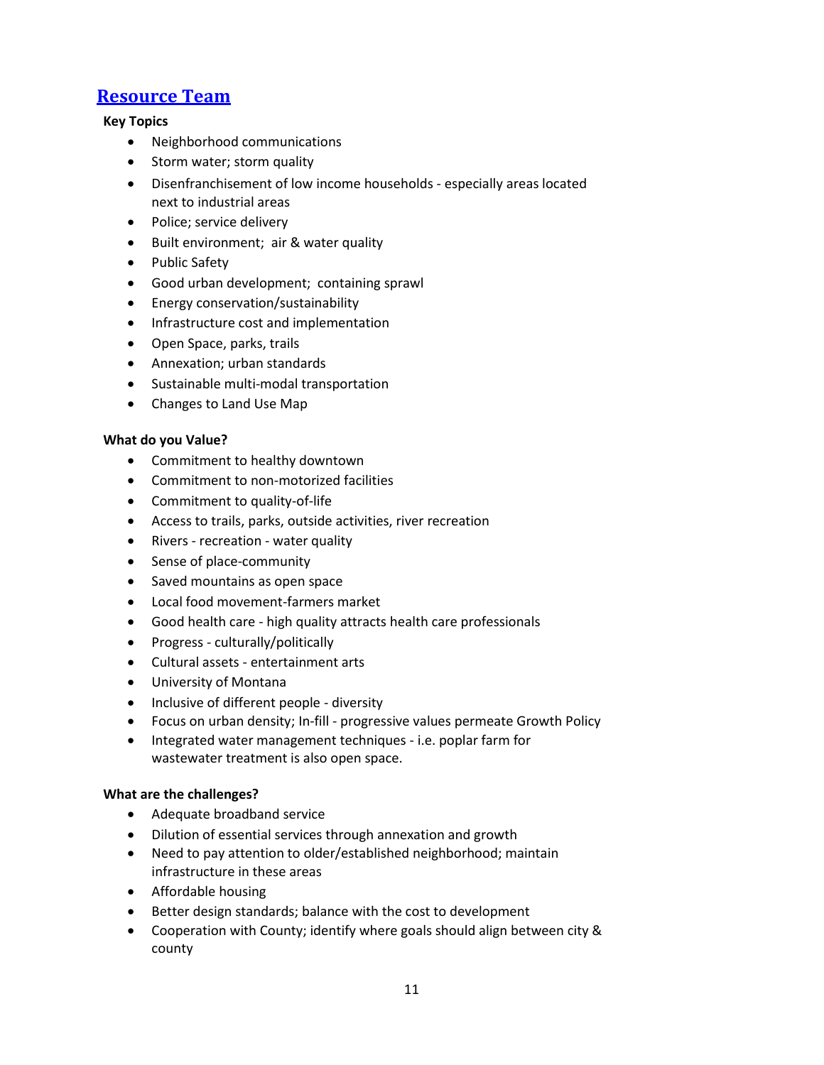## Resource Team

**Key Topics**

- Neighborhood communications
- Storm water; storm quality
- Disenfranchisement of low income households - especially areas located next to industrial areas
- Police; service delivery
- Built environment; air & water quality
- Public Safety
- Good urban development; containing sprawl
- Energy conservation/sustainability
- Infrastructure cost and implementation
- Open Space, parks, trails
- Annexation; urban standards
- Sustainable multi-modal transportation
- Changes to Land Use Map

**What do you Value?**

- Commitment to healthy downtown
- Commitment to non-motorized facilities
- Commitment to quality-of-life
- Access to trails, parks, outside activities, river recreation
- Rivers - recreation - water quality
- Sense of place-community
- Saved mountains as open space
- Local food movement-farmers market
- Good health care - high quality attracts health care professionals
- Progress - culturally/politically
- Cultural assets - entertainment arts
- University of Montana
- Inclusive of different people - diversity
- Focus on urban density; In-fill - progressive values permeate Growth Policy
- Integrated water management techniques - i.e. poplar farm for wastewater treatment is also open space.

**What are the challenges?**

- Adequate broadband service
- Dilution of essential services through annexation and growth
- Need to pay attention to older/established neighborhood; maintain infrastructure in these areas
- Affordable housing
- Better design standards; balance with the cost to development
- Cooperation with County; identify where goals should align between city & county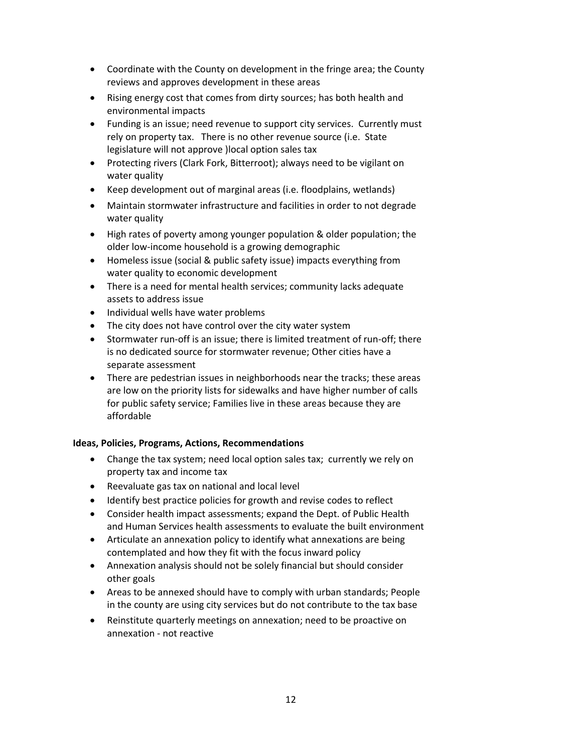- Coordinate with the County on development in the fringe area; the County reviews and approves development in these areas
- Rising energy cost that comes from dirty sources; has both health and environmental impacts
- Funding is an issue; need revenue to support city services. Currently must rely on property tax. There is no other revenue source (i.e. State legislature will not approve )local option sales tax
- Protecting rivers (Clark Fork, Bitterroot); always need to be vigilant on water quality
- Keep development out of marginal areas (i.e. floodplains, wetlands)
- Maintain stormwater infrastructure and facilities in order to not degrade water quality
- High rates of poverty among younger population & older population; the older low-income household is a growing demographic
- Homeless issue (social & public safety issue) impacts everything from water quality to economic development
- There is a need for mental health services; community lacks adequate assets to address issue
- Individual wells have water problems
- The city does not have control over the city water system
- Stormwater run-off is an issue; there is limited treatment of run-off; there is no dedicated source for stormwater revenue; Other cities have a separate assessment
- There are pedestrian issues in neighborhoods near the tracks; these areas are low on the priority lists for sidewalks and have higher number of calls for public safety service; Families live in these areas because they are affordable

**Ideas, Policies, Programs, Actions, Recommendations**

- Change the tax system; need local option sales tax; currently we rely on property tax and income tax
- Reevaluate gas tax on national and local level
- Identify best practice policies for growth and revise codes to reflect
- Consider health impact assessments; expand the Dept. of Public Health and Human Services health assessments to evaluate the built environment
- Articulate an annexation policy to identify what annexations are being contemplated and how they fit with the focus inward policy
- Annexation analysis should not be solely financial but should consider other goals
- Areas to be annexed should have to comply with urban standards; People in the county are using city services but do not contribute to the tax base
- Reinstitute quarterly meetings on annexation; need to be proactive on annexation - not reactive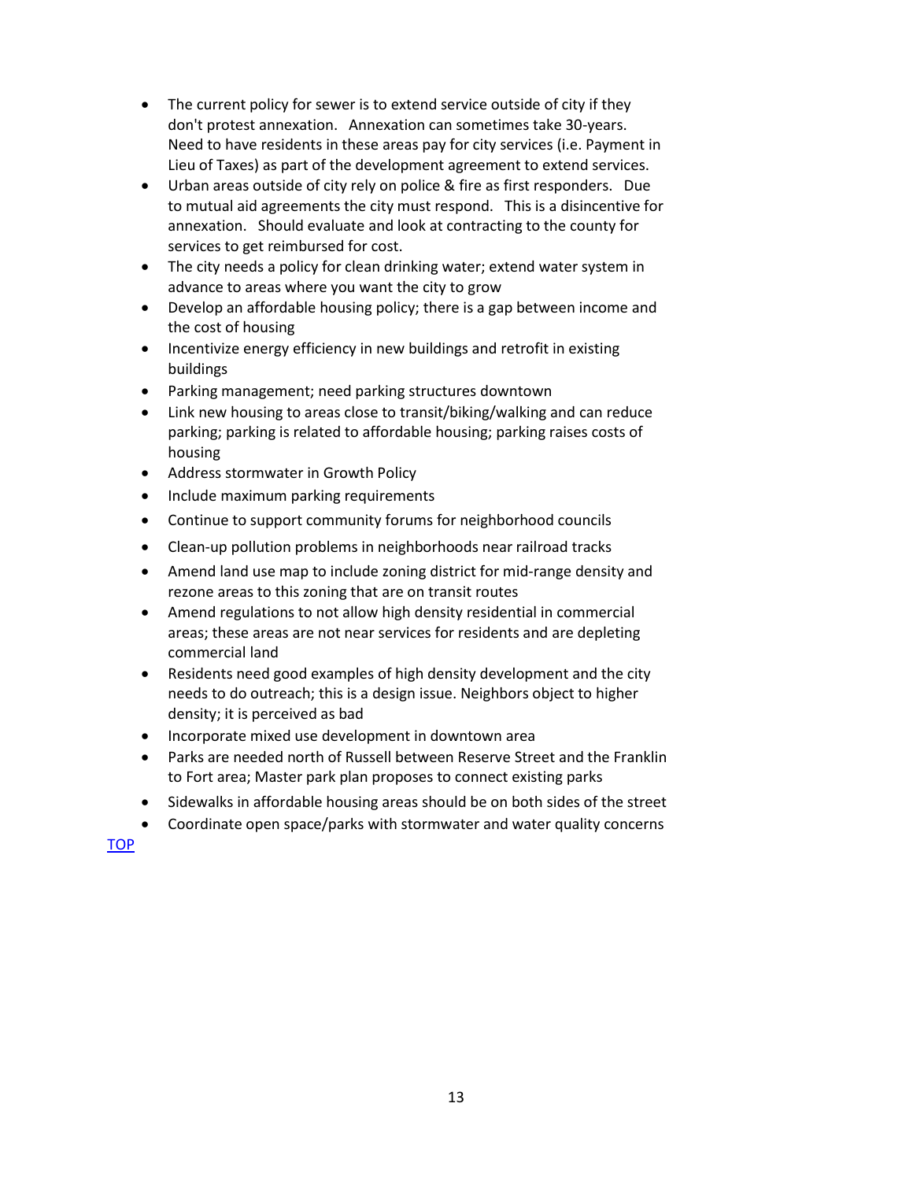- The current policy for sewer is to extend service outside of city if they don't protest annexation. Annexation can sometimes take 30-years. Need to have residents in these areas pay for city services (i.e. Payment in Lieu of Taxes) as part of the development agreement to extend services.
- Urban areas outside of city rely on police & fire as first responders. Due to mutual aid agreements the city must respond. This is a disincentive for annexation. Should evaluate and look at contracting to the county for services to get reimbursed for cost.
- The city needs a policy for clean drinking water; extend water system in advance to areas where you want the city to grow
- Develop an affordable housing policy; there is a gap between income and the cost of housing
- Incentivize energy efficiency in new buildings and retrofit in existing buildings
- Parking management; need parking structures downtown
- Link new housing to areas close to transit/biking/walking and can reduce parking; parking is related to affordable housing; parking raises costs of housing
- Address stormwater in Growth Policy
- Include maximum parking requirements
- Continue to support community forums for neighborhood councils
- Clean-up pollution problems in neighborhoods near railroad tracks
- Amend land use map to include zoning district for mid-range density and rezone areas to this zoning that are on transit routes
- Amend regulations to not allow high density residential in commercial areas; these areas are not near services for residents and are depleting commercial land
- Residents need good examples of high density development and the city needs to do outreach; this is a design issue. Neighbors object to higher density; it is perceived as bad
- Incorporate mixed use development in downtown area
- Parks are needed north of Russell between Reserve Street and the Franklin to Fort area; Master park plan proposes to connect existing parks
- Sidewalks in affordable housing areas should be on both sides of the street
- Coordinate open space/parks with stormwater and water quality concerns

TOP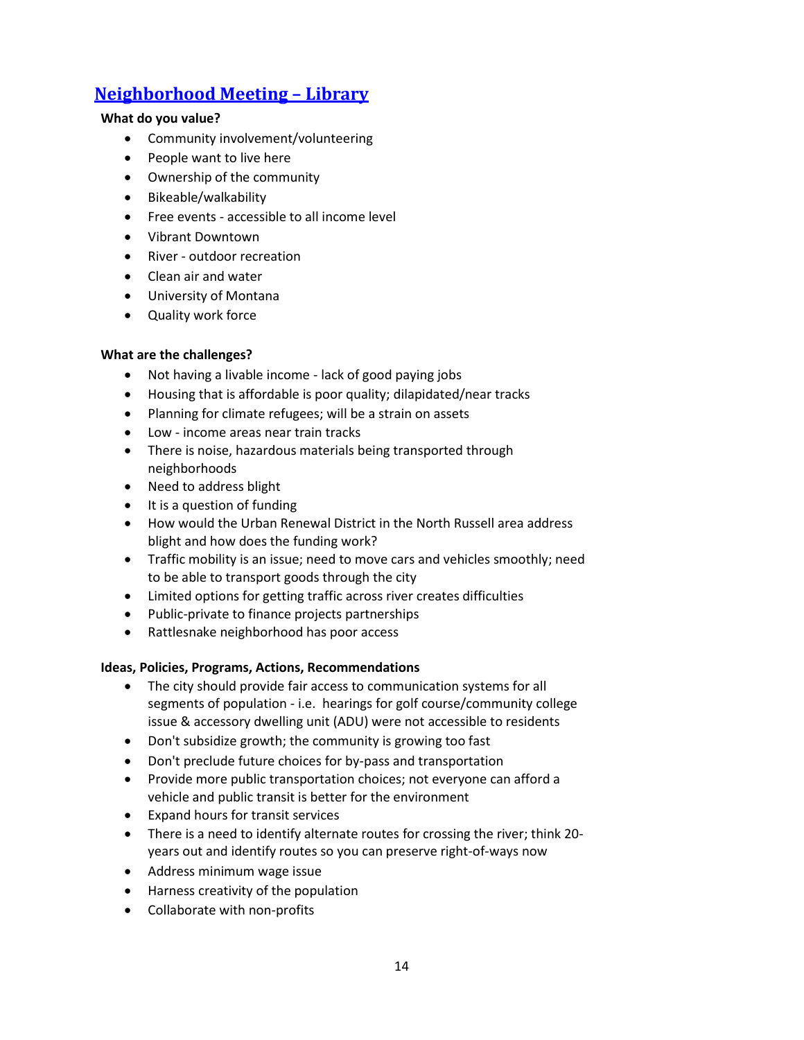## Neighborhood Meeting – Library

**What do you value?**

- Community involvement/volunteering
- People want to live here
- Ownership of the community
- Bikeable/walkability
- Free events - accessible to all income level
- Vibrant Downtown
- River - outdoor recreation
- Clean air and water
- University of Montana
- Quality work force

**What are the challenges?**

- Not having a livable income - lack of good paying jobs
- Housing that is affordable is poor quality; dilapidated/near tracks
- Planning for climate refugees; will be a strain on assets
- Low - income areas near train tracks
- There is noise, hazardous materials being transported through neighborhoods
- Need to address blight
- It is a question of funding
- How would the Urban Renewal District in the North Russell area address blight and how does the funding work?
- Traffic mobility is an issue; need to move cars and vehicles smoothly; need to be able to transport goods through the city
- Limited options for getting traffic across river creates difficulties
- Public-private to finance projects partnerships
- Rattlesnake neighborhood has poor access

**Ideas, Policies, Programs, Actions, Recommendations**

- The city should provide fair access to communication systems for all segments of population - i.e. hearings for golf course/community college issue & accessory dwelling unit (ADU) were not accessible to residents
- Don't subsidize growth; the community is growing too fast
- Don't preclude future choices for by-pass and transportation
- Provide more public transportation choices; not everyone can afford a vehicle and public transit is better for the environment
- Expand hours for transit services
- There is a need to identify alternate routes for crossing the river; think 20-years out and identify routes so you can preserve right-of-ways now
- Address minimum wage issue
- Harness creativity of the population
- Collaborate with non-profits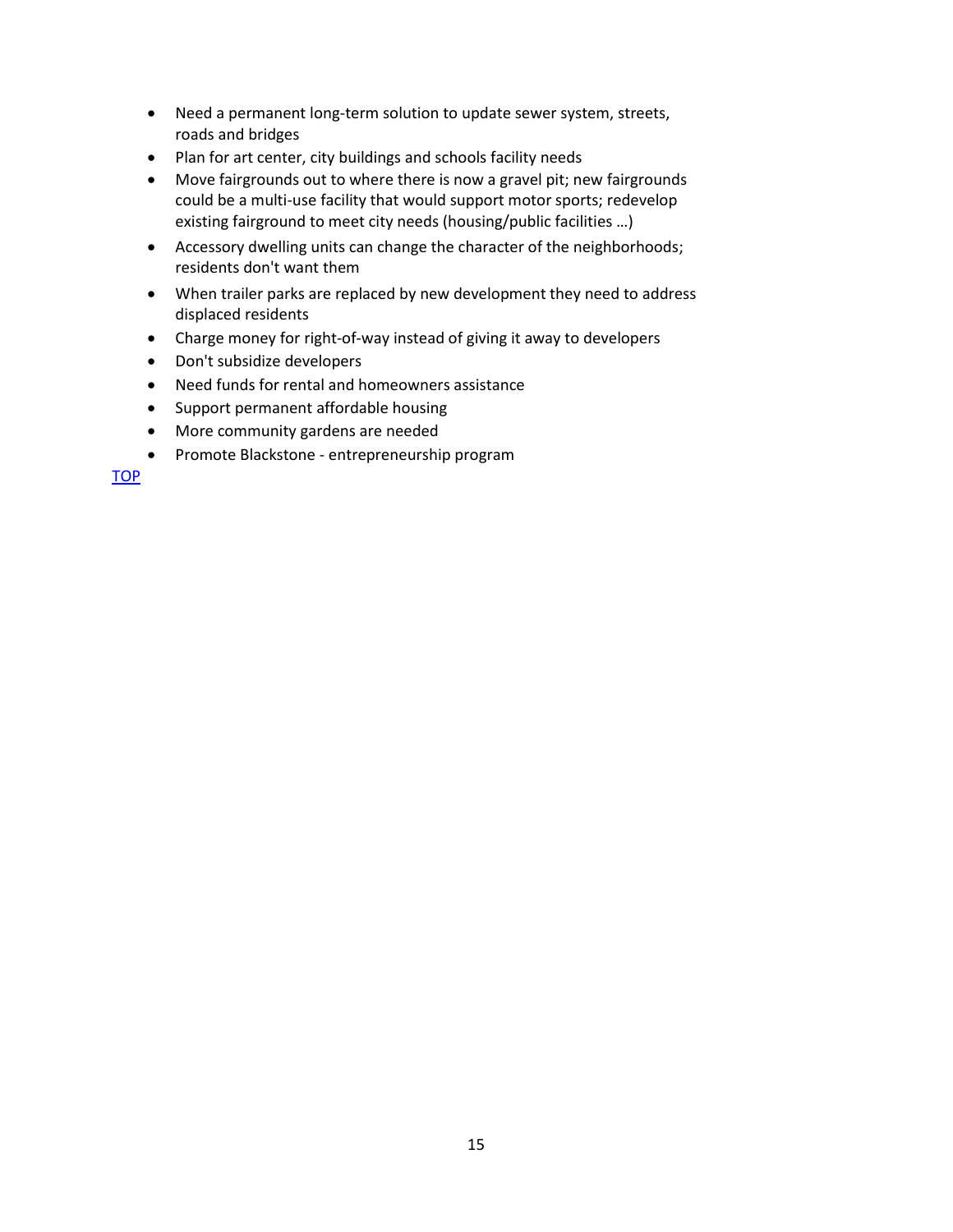- Need a permanent long-term solution to update sewer system, streets, roads and bridges
- Plan for art center, city buildings and schools facility needs
- Move fairgrounds out to where there is now a gravel pit; new fairgrounds could be a multi-use facility that would support motor sports; redevelop existing fairground to meet city needs (housing/public facilities …)
- Accessory dwelling units can change the character of the neighborhoods; residents don't want them
- When trailer parks are replaced by new development they need to address displaced residents
- Charge money for right-of-way instead of giving it away to developers
- Don't subsidize developers
- Need funds for rental and homeowners assistance
- Support permanent affordable housing
- More community gardens are needed
- Promote Blackstone - entrepreneurship program

TOP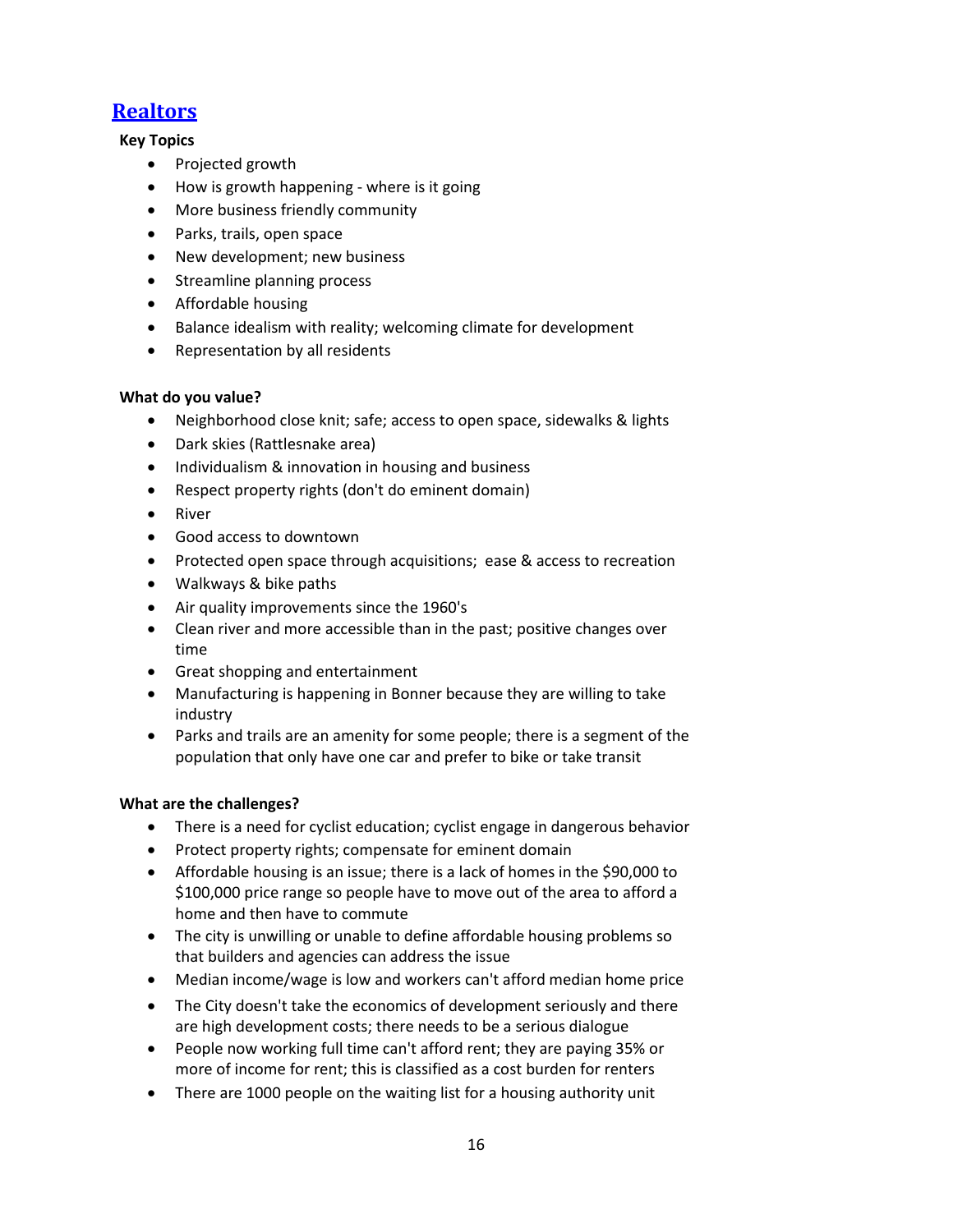## Realtors

**Key Topics**

- Projected growth
- How is growth happening - where is it going
- More business friendly community
- Parks, trails, open space
- New development; new business
- Streamline planning process
- Affordable housing
- Balance idealism with reality; welcoming climate for development
- Representation by all residents

**What do you value?**

- Neighborhood close knit; safe; access to open space, sidewalks & lights
- Dark skies (Rattlesnake area)
- Individualism & innovation in housing and business
- Respect property rights (don't do eminent domain)
- River
- Good access to downtown
- Protected open space through acquisitions; ease & access to recreation
- Walkways & bike paths
- Air quality improvements since the 1960's
- Clean river and more accessible than in the past; positive changes over time
- Great shopping and entertainment
- Manufacturing is happening in Bonner because they are willing to take industry
- Parks and trails are an amenity for some people; there is a segment of the population that only have one car and prefer to bike or take transit

**What are the challenges?**

- There is a need for cyclist education; cyclist engage in dangerous behavior
- Protect property rights; compensate for eminent domain
- Affordable housing is an issue; there is a lack of homes in the $90,000 to $100,000 price range so people have to move out of the area to afford a home and then have to commute
- The city is unwilling or unable to define affordable housing problems so that builders and agencies can address the issue
- Median income/wage is low and workers can't afford median home price
- The City doesn't take the economics of development seriously and there are high development costs; there needs to be a serious dialogue
- People now working full time can't afford rent; they are paying 35% or more of income for rent; this is classified as a cost burden for renters
- There are 1000 people on the waiting list for a housing authority unit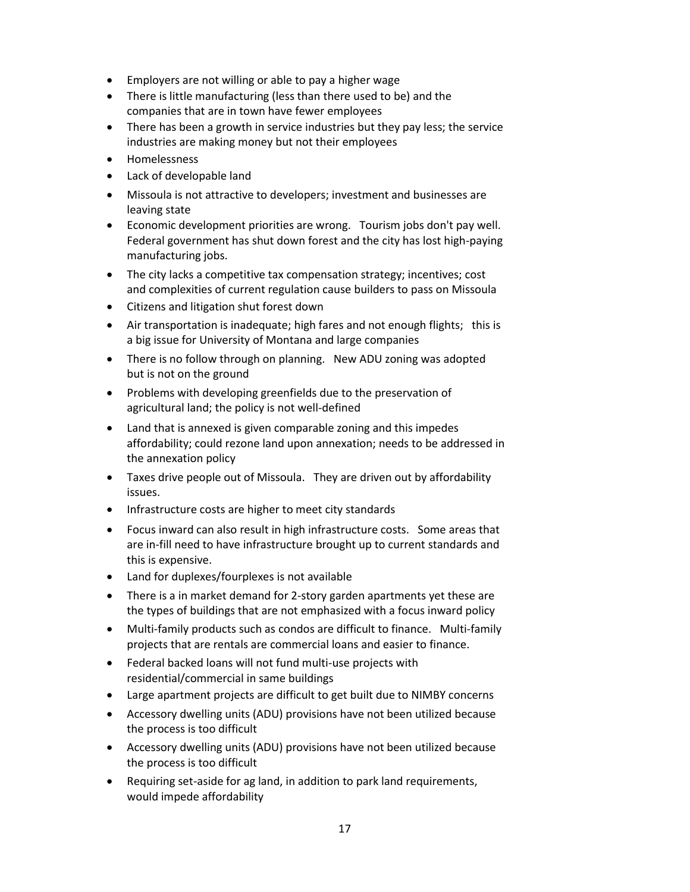- Employers are not willing or able to pay a higher wage
- There is little manufacturing (less than there used to be) and the companies that are in town have fewer employees
- There has been a growth in service industries but they pay less; the service industries are making money but not their employees
- Homelessness
- Lack of developable land
- Missoula is not attractive to developers; investment and businesses are leaving state
- Economic development priorities are wrong. Tourism jobs don't pay well. Federal government has shut down forest and the city has lost high-paying manufacturing jobs.
- The city lacks a competitive tax compensation strategy; incentives; cost and complexities of current regulation cause builders to pass on Missoula
- Citizens and litigation shut forest down
- Air transportation is inadequate; high fares and not enough flights; this is a big issue for University of Montana and large companies
- There is no follow through on planning. New ADU zoning was adopted but is not on the ground
- Problems with developing greenfields due to the preservation of agricultural land; the policy is not well-defined
- Land that is annexed is given comparable zoning and this impedes affordability; could rezone land upon annexation; needs to be addressed in the annexation policy
- Taxes drive people out of Missoula. They are driven out by affordability issues.
- Infrastructure costs are higher to meet city standards
- Focus inward can also result in high infrastructure costs. Some areas that are in-fill need to have infrastructure brought up to current standards and this is expensive.
- Land for duplexes/fourplexes is not available
- There is a in market demand for 2-story garden apartments yet these are the types of buildings that are not emphasized with a focus inward policy
- Multi-family products such as condos are difficult to finance. Multi-family projects that are rentals are commercial loans and easier to finance.
- Federal backed loans will not fund multi-use projects with residential/commercial in same buildings
- Large apartment projects are difficult to get built due to NIMBY concerns
- Accessory dwelling units (ADU) provisions have not been utilized because the process is too difficult
- Accessory dwelling units (ADU) provisions have not been utilized because the process is too difficult
- Requiring set-aside for ag land, in addition to park land requirements, would impede affordability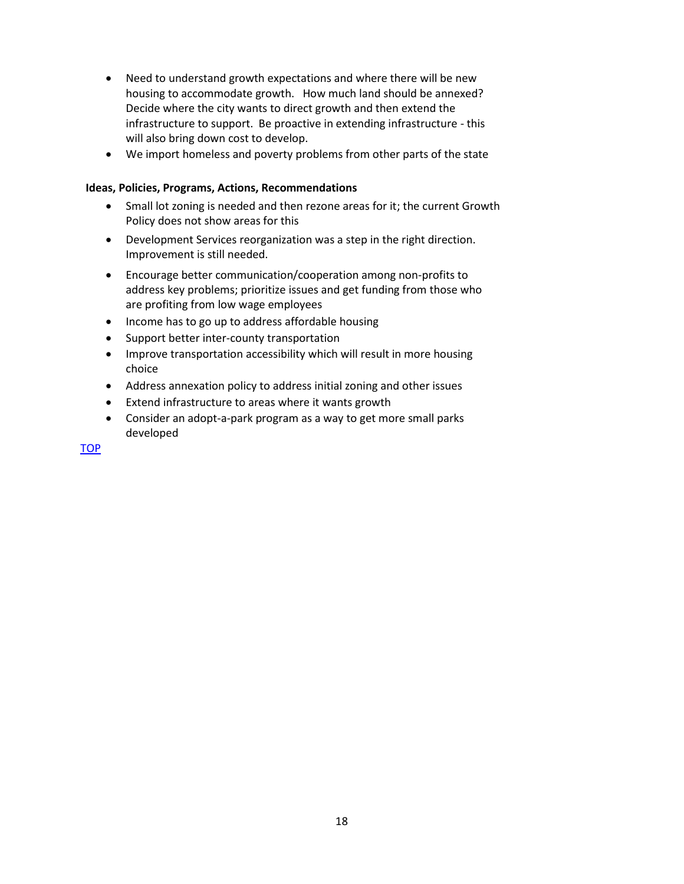- Need to understand growth expectations and where there will be new housing to accommodate growth. How much land should be annexed? Decide where the city wants to direct growth and then extend the infrastructure to support. Be proactive in extending infrastructure - this will also bring down cost to develop.
- We import homeless and poverty problems from other parts of the state

**Ideas, Policies, Programs, Actions, Recommendations**

- Small lot zoning is needed and then rezone areas for it; the current Growth Policy does not show areas for this
- Development Services reorganization was a step in the right direction. Improvement is still needed.
- Encourage better communication/cooperation among non-profits to address key problems; prioritize issues and get funding from those who are profiting from low wage employees
- Income has to go up to address affordable housing
- Support better inter-county transportation
- Improve transportation accessibility which will result in more housing choice
- Address annexation policy to address initial zoning and other issues
- Extend infrastructure to areas where it wants growth
- Consider an adopt-a-park program as a way to get more small parks developed

TOP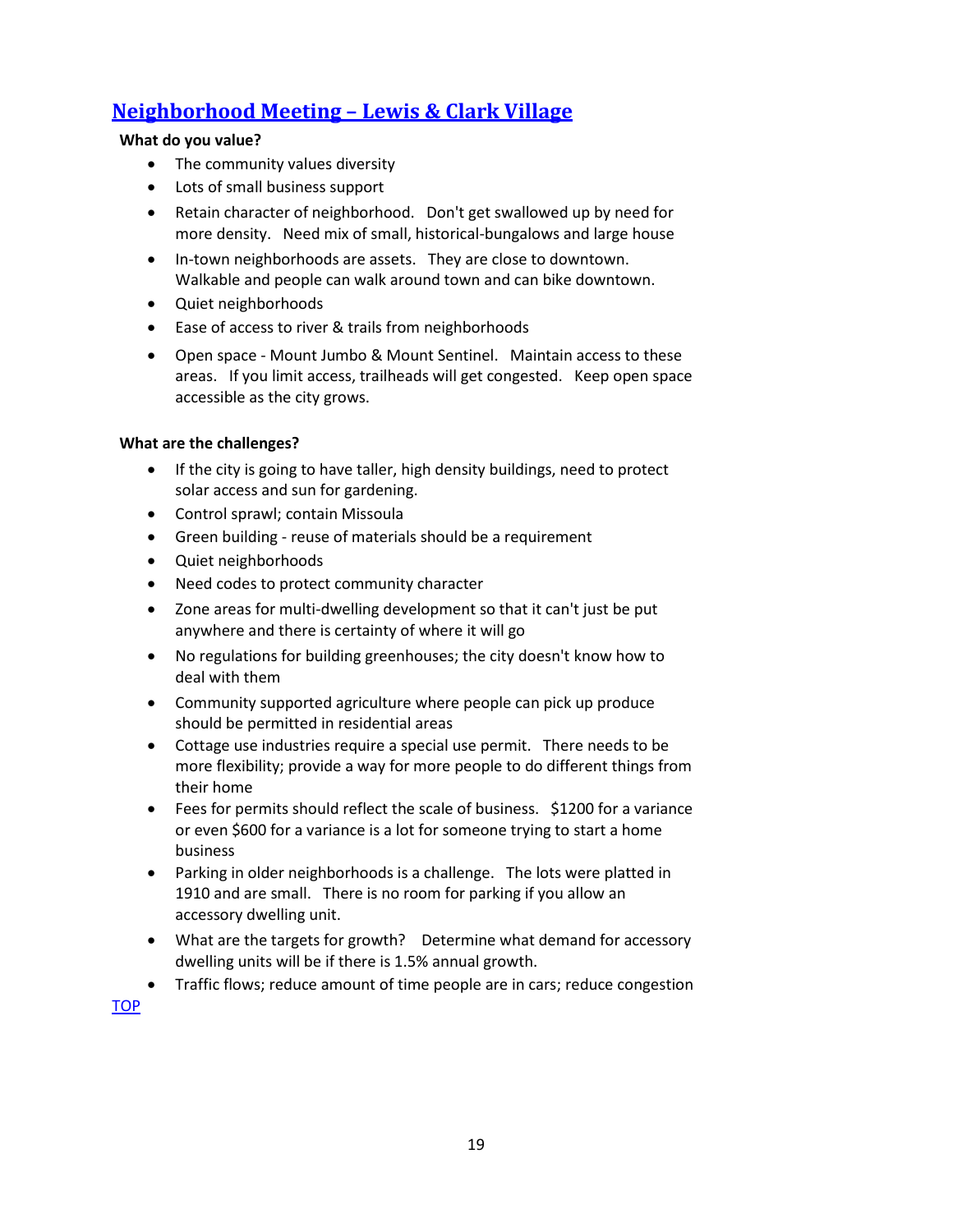## Neighborhood Meeting – Lewis & Clark Village

**What do you value?**

- The community values diversity
- Lots of small business support
- Retain character of neighborhood. Don't get swallowed up by need for more density. Need mix of small, historical-bungalows and large house
- In-town neighborhoods are assets. They are close to downtown. Walkable and people can walk around town and can bike downtown.
- Quiet neighborhoods
- Ease of access to river & trails from neighborhoods
- Open space - Mount Jumbo & Mount Sentinel. Maintain access to these areas. If you limit access, trailheads will get congested. Keep open space accessible as the city grows.

**What are the challenges?**

- If the city is going to have taller, high density buildings, need to protect solar access and sun for gardening.
- Control sprawl; contain Missoula
- Green building - reuse of materials should be a requirement
- Quiet neighborhoods
- Need codes to protect community character
- Zone areas for multi-dwelling development so that it can't just be put anywhere and there is certainty of where it will go
- No regulations for building greenhouses; the city doesn't know how to deal with them
- Community supported agriculture where people can pick up produce should be permitted in residential areas
- Cottage use industries require a special use permit. There needs to be more flexibility; provide a way for more people to do different things from their home
- Fees for permits should reflect the scale of business. $1200 for a variance or even $600 for a variance is a lot for someone trying to start a home business
- Parking in older neighborhoods is a challenge. The lots were platted in 1910 and are small. There is no room for parking if you allow an accessory dwelling unit.
- What are the targets for growth? Determine what demand for accessory dwelling units will be if there is 1.5% annual growth.
- Traffic flows; reduce amount of time people are in cars; reduce congestion

TOP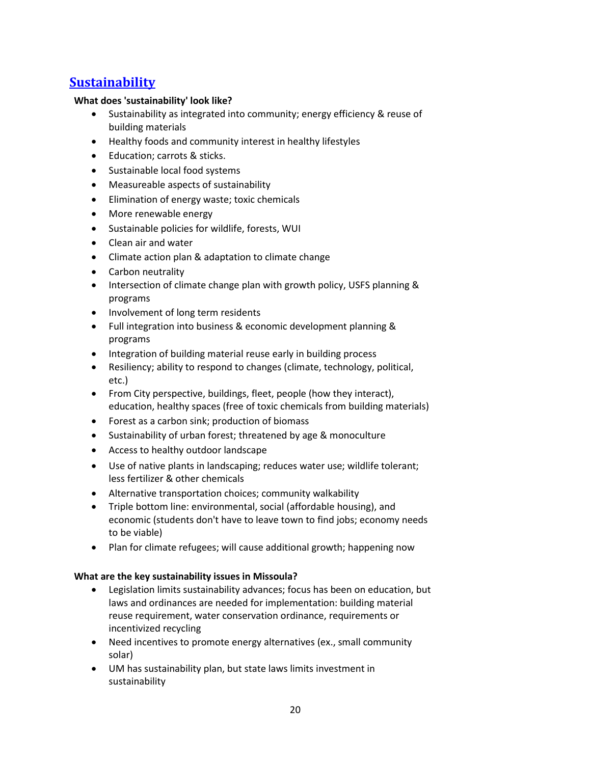## Sustainability

**What does 'sustainability' look like?**

- Sustainability as integrated into community; energy efficiency & reuse of building materials
- Healthy foods and community interest in healthy lifestyles
- Education; carrots & sticks.
- Sustainable local food systems
- Measureable aspects of sustainability
- Elimination of energy waste; toxic chemicals
- More renewable energy
- Sustainable policies for wildlife, forests, WUI
- Clean air and water
- Climate action plan & adaptation to climate change
- Carbon neutrality
- Intersection of climate change plan with growth policy, USFS planning & programs
- Involvement of long term residents
- Full integration into business & economic development planning & programs
- Integration of building material reuse early in building process
- Resiliency; ability to respond to changes (climate, technology, political, etc.)
- From City perspective, buildings, fleet, people (how they interact), education, healthy spaces (free of toxic chemicals from building materials)
- Forest as a carbon sink; production of biomass
- Sustainability of urban forest; threatened by age & monoculture
- Access to healthy outdoor landscape
- Use of native plants in landscaping; reduces water use; wildlife tolerant; less fertilizer & other chemicals
- Alternative transportation choices; community walkability
- Triple bottom line: environmental, social (affordable housing), and economic (students don't have to leave town to find jobs; economy needs to be viable)
- Plan for climate refugees; will cause additional growth; happening now

**What are the key sustainability issues in Missoula?**

- Legislation limits sustainability advances; focus has been on education, but laws and ordinances are needed for implementation: building material reuse requirement, water conservation ordinance, requirements or incentivized recycling
- Need incentives to promote energy alternatives (ex., small community solar)
- UM has sustainability plan, but state laws limits investment in sustainability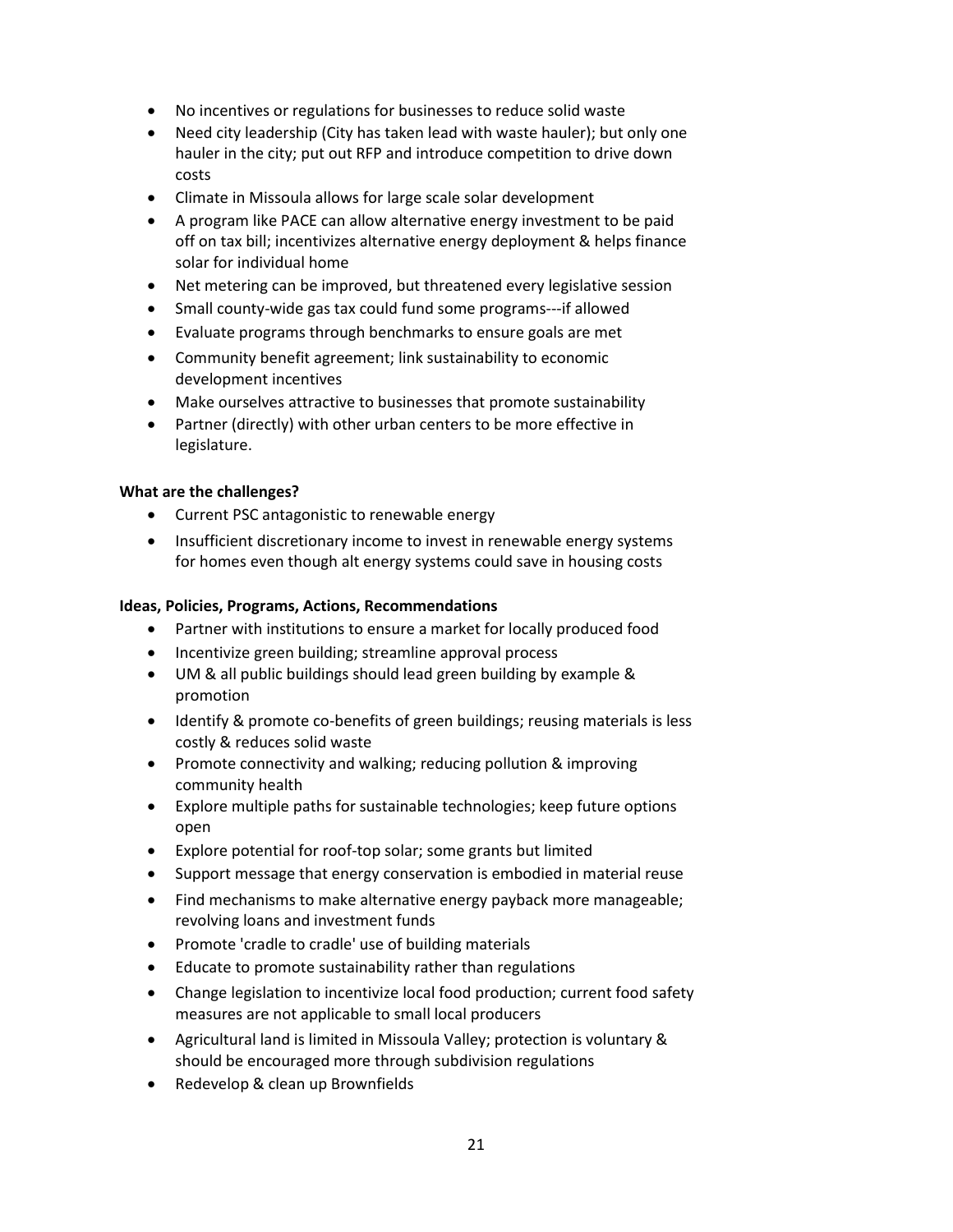- No incentives or regulations for businesses to reduce solid waste
- Need city leadership (City has taken lead with waste hauler); but only one hauler in the city; put out RFP and introduce competition to drive down costs
- Climate in Missoula allows for large scale solar development
- A program like PACE can allow alternative energy investment to be paid off on tax bill; incentivizes alternative energy deployment & helps finance solar for individual home
- Net metering can be improved, but threatened every legislative session
- Small county-wide gas tax could fund some programs---if allowed
- Evaluate programs through benchmarks to ensure goals are met
- Community benefit agreement; link sustainability to economic development incentives
- Make ourselves attractive to businesses that promote sustainability
- Partner (directly) with other urban centers to be more effective in legislature.

**What are the challenges?**

- Current PSC antagonistic to renewable energy
- Insufficient discretionary income to invest in renewable energy systems for homes even though alt energy systems could save in housing costs

**Ideas, Policies, Programs, Actions, Recommendations**

- Partner with institutions to ensure a market for locally produced food
- Incentivize green building; streamline approval process
- UM & all public buildings should lead green building by example & promotion
- Identify & promote co-benefits of green buildings; reusing materials is less costly & reduces solid waste
- Promote connectivity and walking; reducing pollution & improving community health
- Explore multiple paths for sustainable technologies; keep future options open
- Explore potential for roof-top solar; some grants but limited
- Support message that energy conservation is embodied in material reuse
- Find mechanisms to make alternative energy payback more manageable; revolving loans and investment funds
- Promote 'cradle to cradle' use of building materials
- Educate to promote sustainability rather than regulations
- Change legislation to incentivize local food production; current food safety measures are not applicable to small local producers
- Agricultural land is limited in Missoula Valley; protection is voluntary & should be encouraged more through subdivision regulations
- Redevelop & clean up Brownfields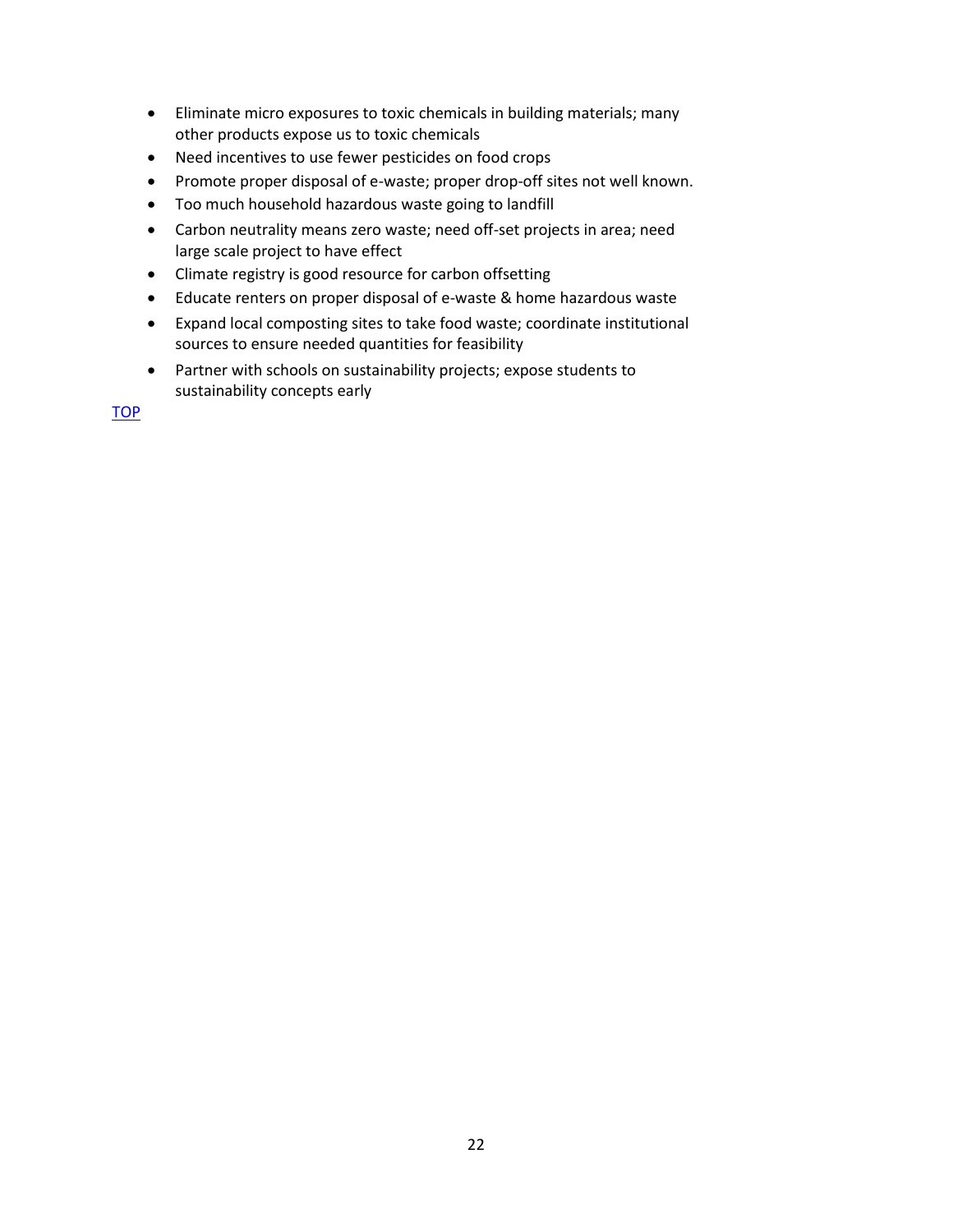- Eliminate micro exposures to toxic chemicals in building materials; many other products expose us to toxic chemicals
- Need incentives to use fewer pesticides on food crops
- Promote proper disposal of e-waste; proper drop-off sites not well known.
- Too much household hazardous waste going to landfill
- Carbon neutrality means zero waste; need off-set projects in area; need large scale project to have effect
- Climate registry is good resource for carbon offsetting
- Educate renters on proper disposal of e-waste & home hazardous waste
- Expand local composting sites to take food waste; coordinate institutional sources to ensure needed quantities for feasibility
- Partner with schools on sustainability projects; expose students to sustainability concepts early

TOP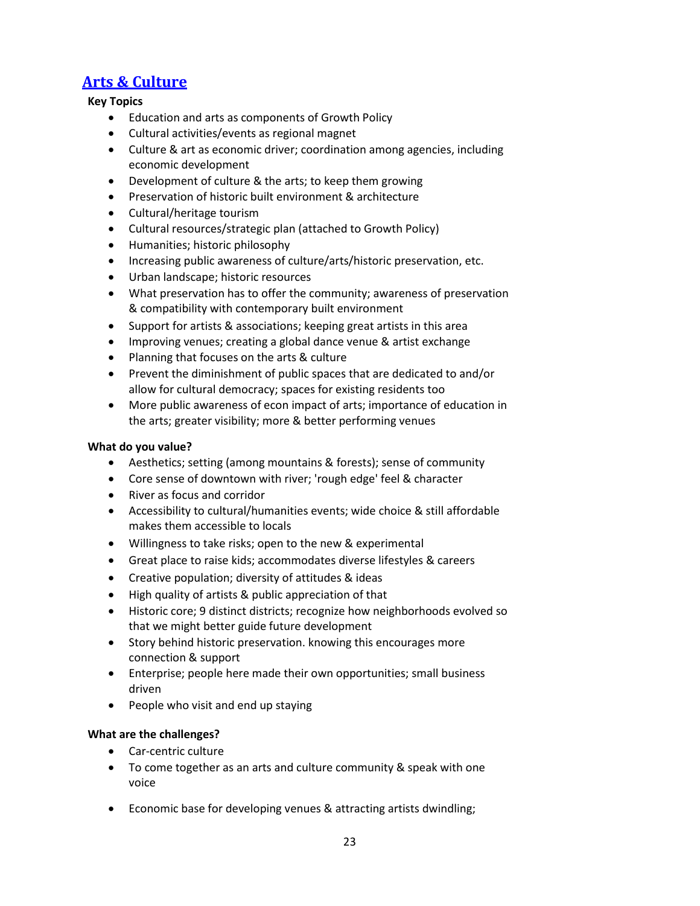## Arts & Culture

**Key Topics**

- Education and arts as components of Growth Policy
- Cultural activities/events as regional magnet
- Culture & art as economic driver; coordination among agencies, including economic development
- Development of culture & the arts; to keep them growing
- Preservation of historic built environment & architecture
- Cultural/heritage tourism
- Cultural resources/strategic plan (attached to Growth Policy)
- Humanities; historic philosophy
- Increasing public awareness of culture/arts/historic preservation, etc.
- Urban landscape; historic resources
- What preservation has to offer the community; awareness of preservation & compatibility with contemporary built environment
- Support for artists & associations; keeping great artists in this area
- Improving venues; creating a global dance venue & artist exchange
- Planning that focuses on the arts & culture
- Prevent the diminishment of public spaces that are dedicated to and/or allow for cultural democracy; spaces for existing residents too
- More public awareness of econ impact of arts; importance of education in the arts; greater visibility; more & better performing venues

**What do you value?**

- Aesthetics; setting (among mountains & forests); sense of community
- Core sense of downtown with river; 'rough edge' feel & character
- River as focus and corridor
- Accessibility to cultural/humanities events; wide choice & still affordable makes them accessible to locals
- Willingness to take risks; open to the new & experimental
- Great place to raise kids; accommodates diverse lifestyles & careers
- Creative population; diversity of attitudes & ideas
- High quality of artists & public appreciation of that
- Historic core; 9 distinct districts; recognize how neighborhoods evolved so that we might better guide future development
- Story behind historic preservation. knowing this encourages more connection & support
- Enterprise; people here made their own opportunities; small business driven
- People who visit and end up staying

**What are the challenges?**

- Car-centric culture
- To come together as an arts and culture community & speak with one voice
- Economic base for developing venues & attracting artists dwindling;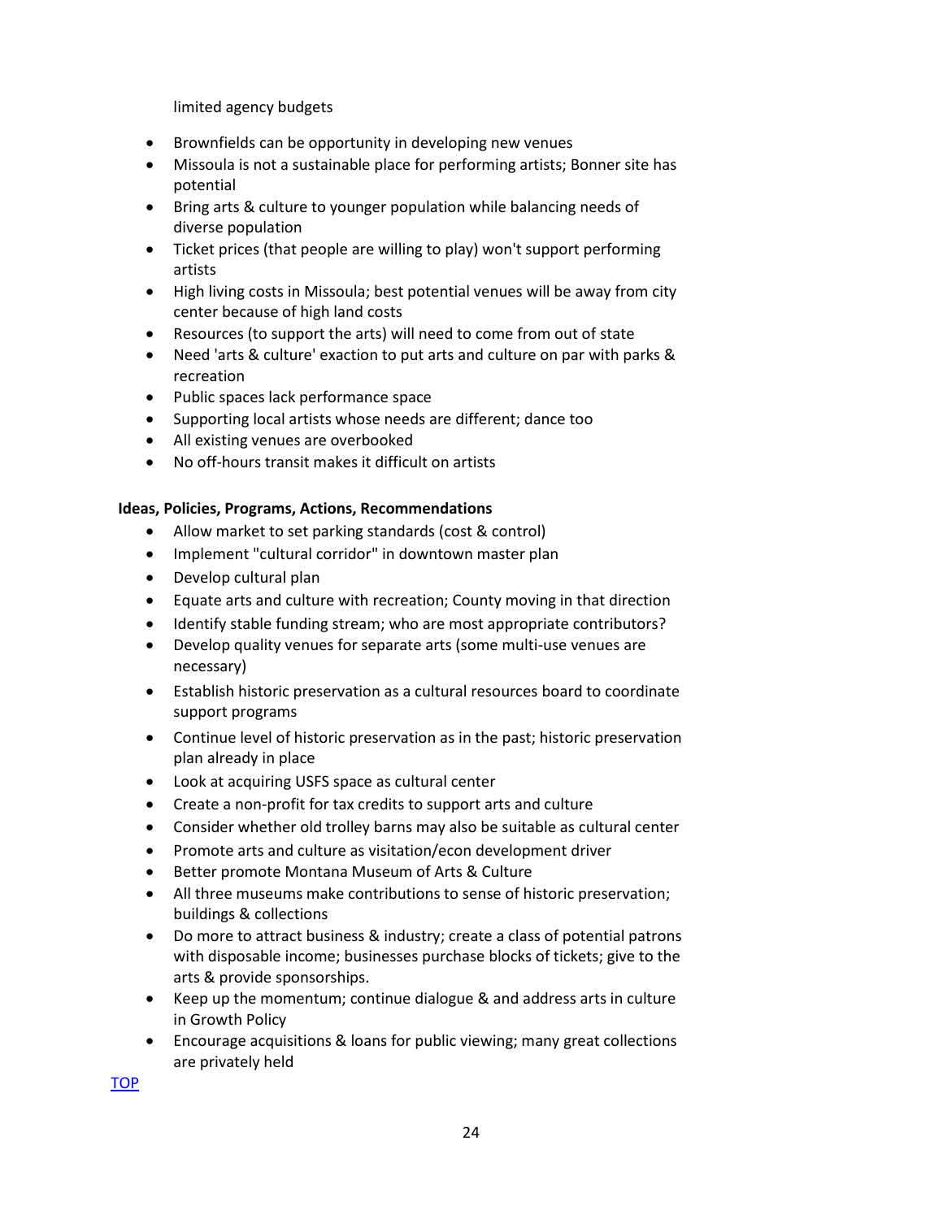limited agency budgets

- Brownfields can be opportunity in developing new venues
- Missoula is not a sustainable place for performing artists; Bonner site has potential
- Bring arts & culture to younger population while balancing needs of diverse population
- Ticket prices (that people are willing to play) won't support performing artists
- High living costs in Missoula; best potential venues will be away from city center because of high land costs
- Resources (to support the arts) will need to come from out of state
- Need 'arts & culture' exaction to put arts and culture on par with parks & recreation
- Public spaces lack performance space
- Supporting local artists whose needs are different; dance too
- All existing venues are overbooked
- No off-hours transit makes it difficult on artists

**Ideas, Policies, Programs, Actions, Recommendations**

- Allow market to set parking standards (cost & control)
- Implement "cultural corridor" in downtown master plan
- Develop cultural plan
- Equate arts and culture with recreation; County moving in that direction
- Identify stable funding stream; who are most appropriate contributors?
- Develop quality venues for separate arts (some multi-use venues are necessary)
- Establish historic preservation as a cultural resources board to coordinate support programs
- Continue level of historic preservation as in the past; historic preservation plan already in place
- Look at acquiring USFS space as cultural center
- Create a non-profit for tax credits to support arts and culture
- Consider whether old trolley barns may also be suitable as cultural center
- Promote arts and culture as visitation/econ development driver
- Better promote Montana Museum of Arts & Culture
- All three museums make contributions to sense of historic preservation; buildings & collections
- Do more to attract business & industry; create a class of potential patrons with disposable income; businesses purchase blocks of tickets; give to the arts & provide sponsorships.
- Keep up the momentum; continue dialogue & and address arts in culture in Growth Policy
- Encourage acquisitions & loans for public viewing; many great collections are privately held

TOP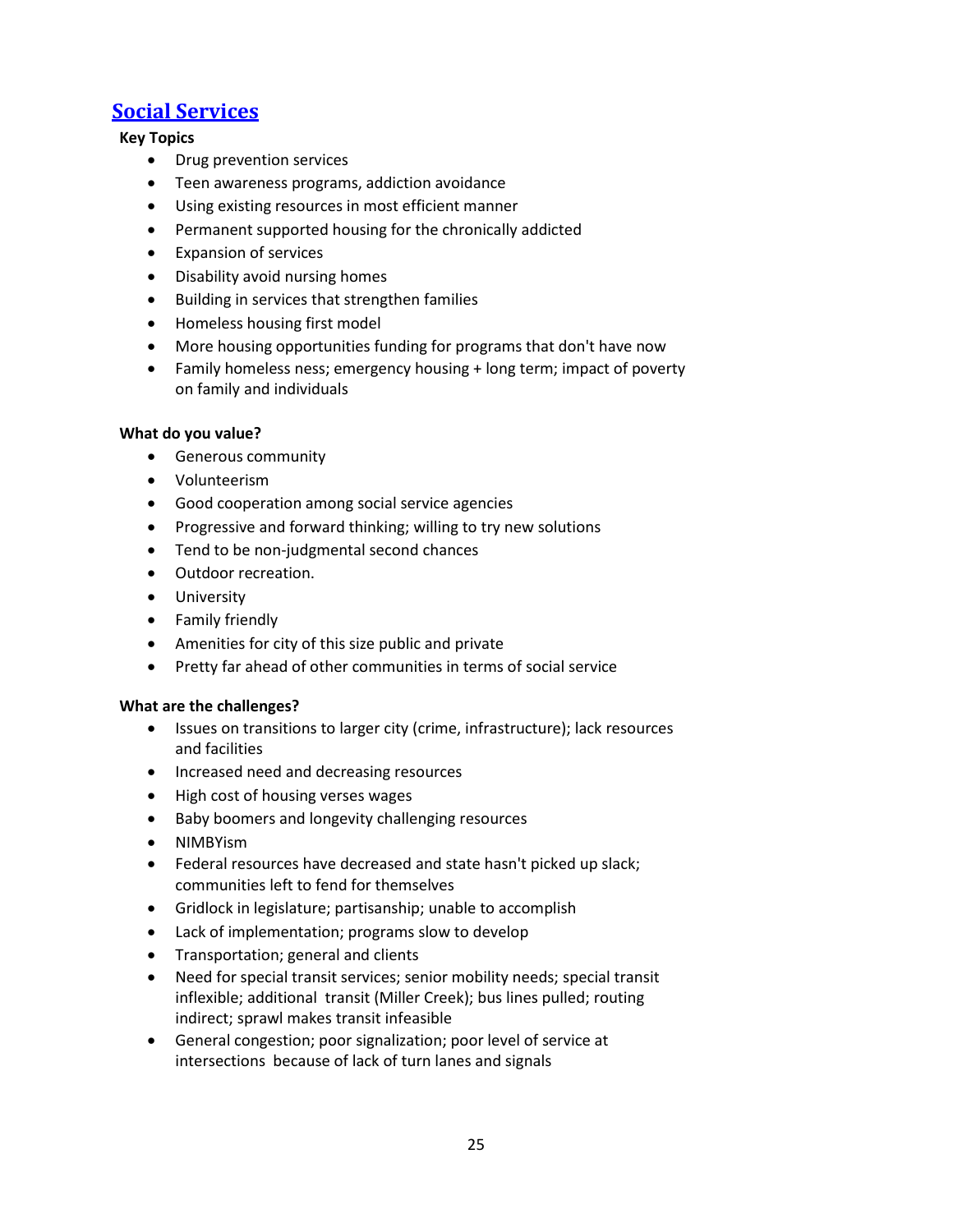## Social Services

**Key Topics**

- Drug prevention services
- Teen awareness programs, addiction avoidance
- Using existing resources in most efficient manner
- Permanent supported housing for the chronically addicted
- Expansion of services
- Disability avoid nursing homes
- Building in services that strengthen families
- Homeless housing first model
- More housing opportunities funding for programs that don't have now
- Family homeless ness; emergency housing + long term; impact of poverty on family and individuals

**What do you value?**

- Generous community
- Volunteerism
- Good cooperation among social service agencies
- Progressive and forward thinking; willing to try new solutions
- Tend to be non-judgmental second chances
- Outdoor recreation.
- University
- Family friendly
- Amenities for city of this size public and private
- Pretty far ahead of other communities in terms of social service

**What are the challenges?**

- Issues on transitions to larger city (crime, infrastructure); lack resources and facilities
- Increased need and decreasing resources
- High cost of housing verses wages
- Baby boomers and longevity challenging resources
- NIMBYism
- Federal resources have decreased and state hasn't picked up slack; communities left to fend for themselves
- Gridlock in legislature; partisanship; unable to accomplish
- Lack of implementation; programs slow to develop
- Transportation; general and clients
- Need for special transit services; senior mobility needs; special transit inflexible; additional transit (Miller Creek); bus lines pulled; routing indirect; sprawl makes transit infeasible
- General congestion; poor signalization; poor level of service at intersections because of lack of turn lanes and signals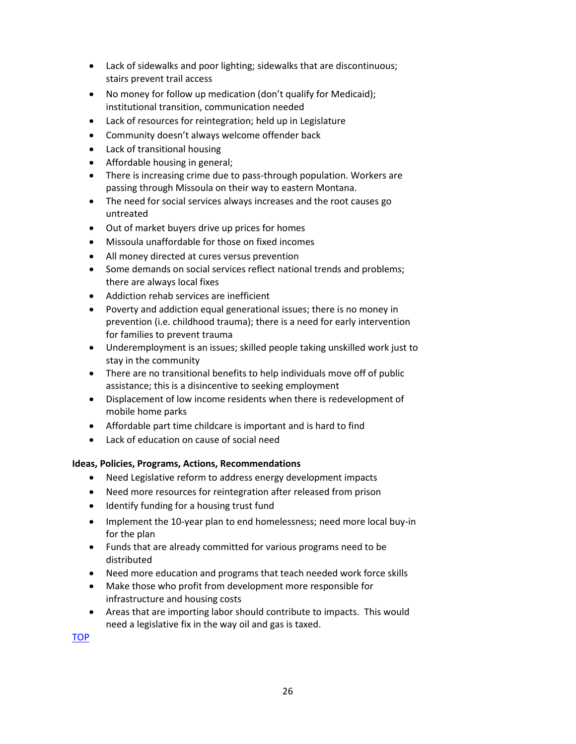- Lack of sidewalks and poor lighting; sidewalks that are discontinuous; stairs prevent trail access
- No money for follow up medication (don't qualify for Medicaid); institutional transition, communication needed
- Lack of resources for reintegration; held up in Legislature
- Community doesn't always welcome offender back
- Lack of transitional housing
- Affordable housing in general;
- There is increasing crime due to pass-through population. Workers are passing through Missoula on their way to eastern Montana.
- The need for social services always increases and the root causes go untreated
- Out of market buyers drive up prices for homes
- Missoula unaffordable for those on fixed incomes
- All money directed at cures versus prevention
- Some demands on social services reflect national trends and problems; there are always local fixes
- Addiction rehab services are inefficient
- Poverty and addiction equal generational issues; there is no money in prevention (i.e. childhood trauma); there is a need for early intervention for families to prevent trauma
- Underemployment is an issues; skilled people taking unskilled work just to stay in the community
- There are no transitional benefits to help individuals move off of public assistance; this is a disincentive to seeking employment
- Displacement of low income residents when there is redevelopment of mobile home parks
- Affordable part time childcare is important and is hard to find
- Lack of education on cause of social need

**Ideas, Policies, Programs, Actions, Recommendations**

- Need Legislative reform to address energy development impacts
- Need more resources for reintegration after released from prison
- Identify funding for a housing trust fund
- Implement the 10-year plan to end homelessness; need more local buy-in for the plan
- Funds that are already committed for various programs need to be distributed
- Need more education and programs that teach needed work force skills
- Make those who profit from development more responsible for infrastructure and housing costs
- Areas that are importing labor should contribute to impacts. This would need a legislative fix in the way oil and gas is taxed.

TOP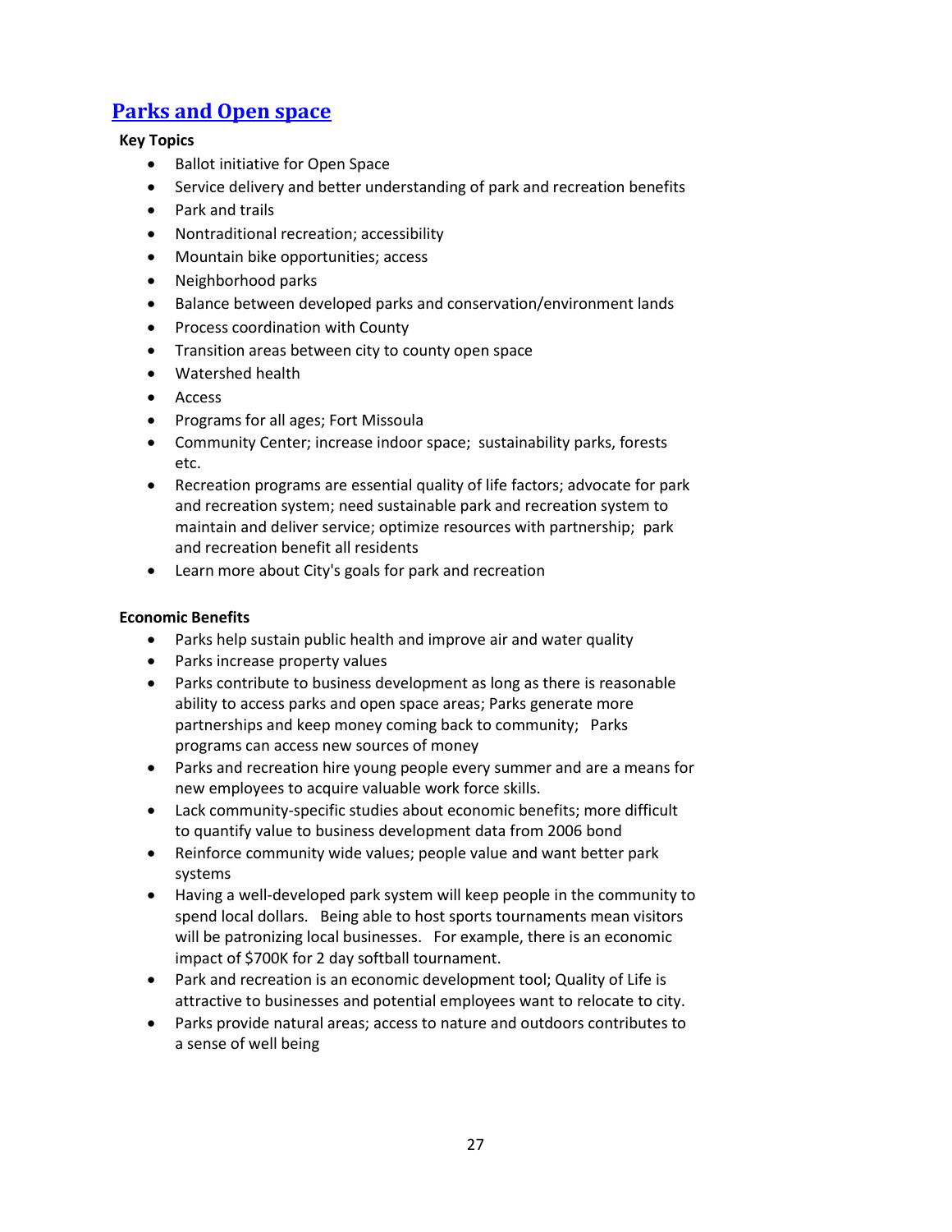## Parks and Open space

**Key Topics**

- Ballot initiative for Open Space
- Service delivery and better understanding of park and recreation benefits
- Park and trails
- Nontraditional recreation; accessibility
- Mountain bike opportunities; access
- Neighborhood parks
- Balance between developed parks and conservation/environment lands
- Process coordination with County
- Transition areas between city to county open space
- Watershed health
- Access
- Programs for all ages; Fort Missoula
- Community Center; increase indoor space; sustainability parks, forests etc.
- Recreation programs are essential quality of life factors; advocate for park and recreation system; need sustainable park and recreation system to maintain and deliver service; optimize resources with partnership; park and recreation benefit all residents
- Learn more about City's goals for park and recreation

**Economic Benefits**

- Parks help sustain public health and improve air and water quality
- Parks increase property values
- Parks contribute to business development as long as there is reasonable ability to access parks and open space areas; Parks generate more partnerships and keep money coming back to community; Parks programs can access new sources of money
- Parks and recreation hire young people every summer and are a means for new employees to acquire valuable work force skills.
- Lack community-specific studies about economic benefits; more difficult to quantify value to business development data from 2006 bond
- Reinforce community wide values; people value and want better park systems
- Having a well-developed park system will keep people in the community to spend local dollars. Being able to host sports tournaments mean visitors will be patronizing local businesses. For example, there is an economic impact of $700K for 2 day softball tournament.
- Park and recreation is an economic development tool; Quality of Life is attractive to businesses and potential employees want to relocate to city.
- Parks provide natural areas; access to nature and outdoors contributes to a sense of well being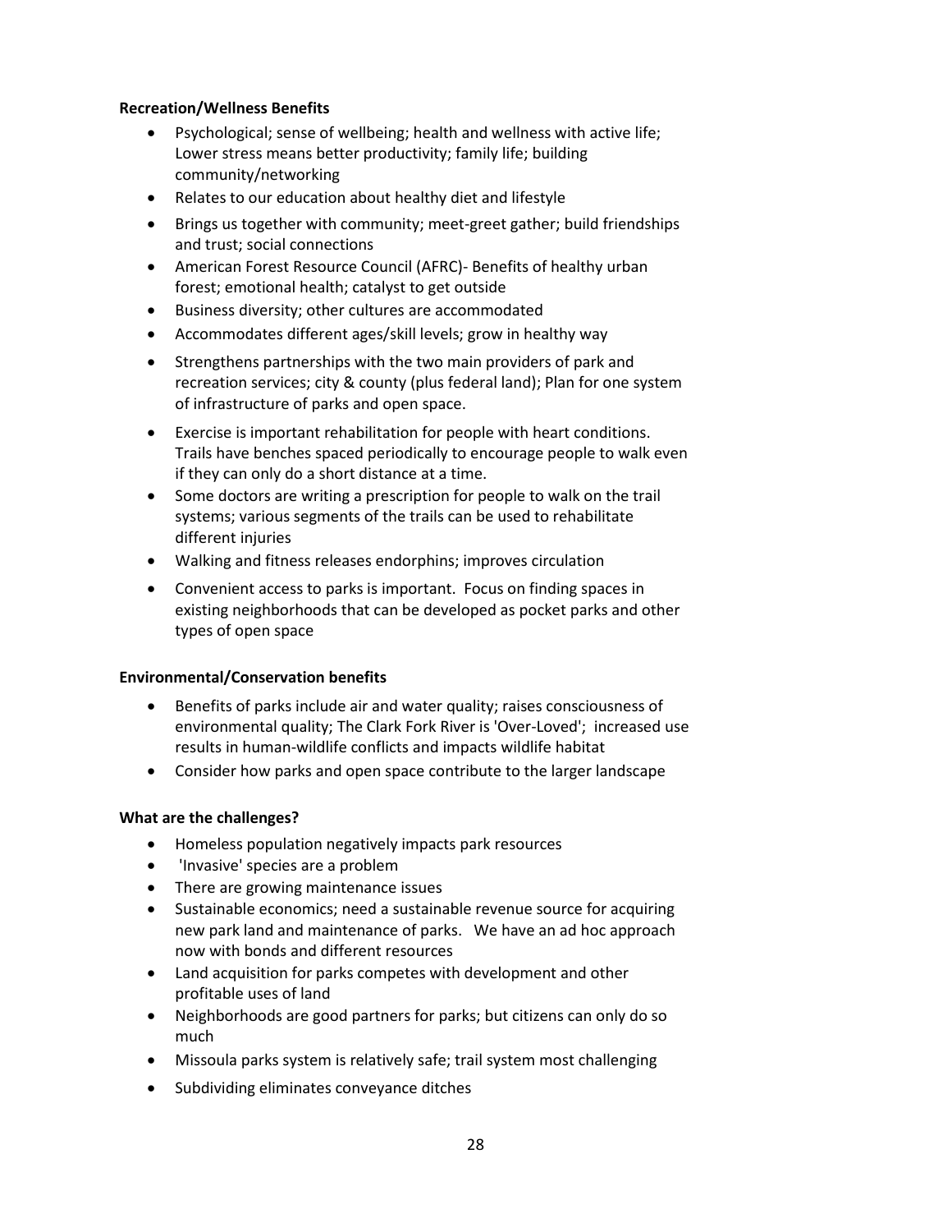**Recreation/Wellness Benefits**

- Psychological; sense of wellbeing; health and wellness with active life; Lower stress means better productivity; family life; building community/networking
- Relates to our education about healthy diet and lifestyle
- Brings us together with community; meet-greet gather; build friendships and trust; social connections
- American Forest Resource Council (AFRC)- Benefits of healthy urban forest; emotional health; catalyst to get outside
- Business diversity; other cultures are accommodated
- Accommodates different ages/skill levels; grow in healthy way
- Strengthens partnerships with the two main providers of park and recreation services; city & county (plus federal land); Plan for one system of infrastructure of parks and open space.
- Exercise is important rehabilitation for people with heart conditions. Trails have benches spaced periodically to encourage people to walk even if they can only do a short distance at a time.
- Some doctors are writing a prescription for people to walk on the trail systems; various segments of the trails can be used to rehabilitate different injuries
- Walking and fitness releases endorphins; improves circulation
- Convenient access to parks is important. Focus on finding spaces in existing neighborhoods that can be developed as pocket parks and other types of open space

**Environmental/Conservation benefits**

- Benefits of parks include air and water quality; raises consciousness of environmental quality; The Clark Fork River is 'Over-Loved'; increased use results in human-wildlife conflicts and impacts wildlife habitat
- Consider how parks and open space contribute to the larger landscape

**What are the challenges?**

- Homeless population negatively impacts park resources
- 'Invasive' species are a problem
- There are growing maintenance issues
- Sustainable economics; need a sustainable revenue source for acquiring new park land and maintenance of parks. We have an ad hoc approach now with bonds and different resources
- Land acquisition for parks competes with development and other profitable uses of land
- Neighborhoods are good partners for parks; but citizens can only do so much
- Missoula parks system is relatively safe; trail system most challenging
- Subdividing eliminates conveyance ditches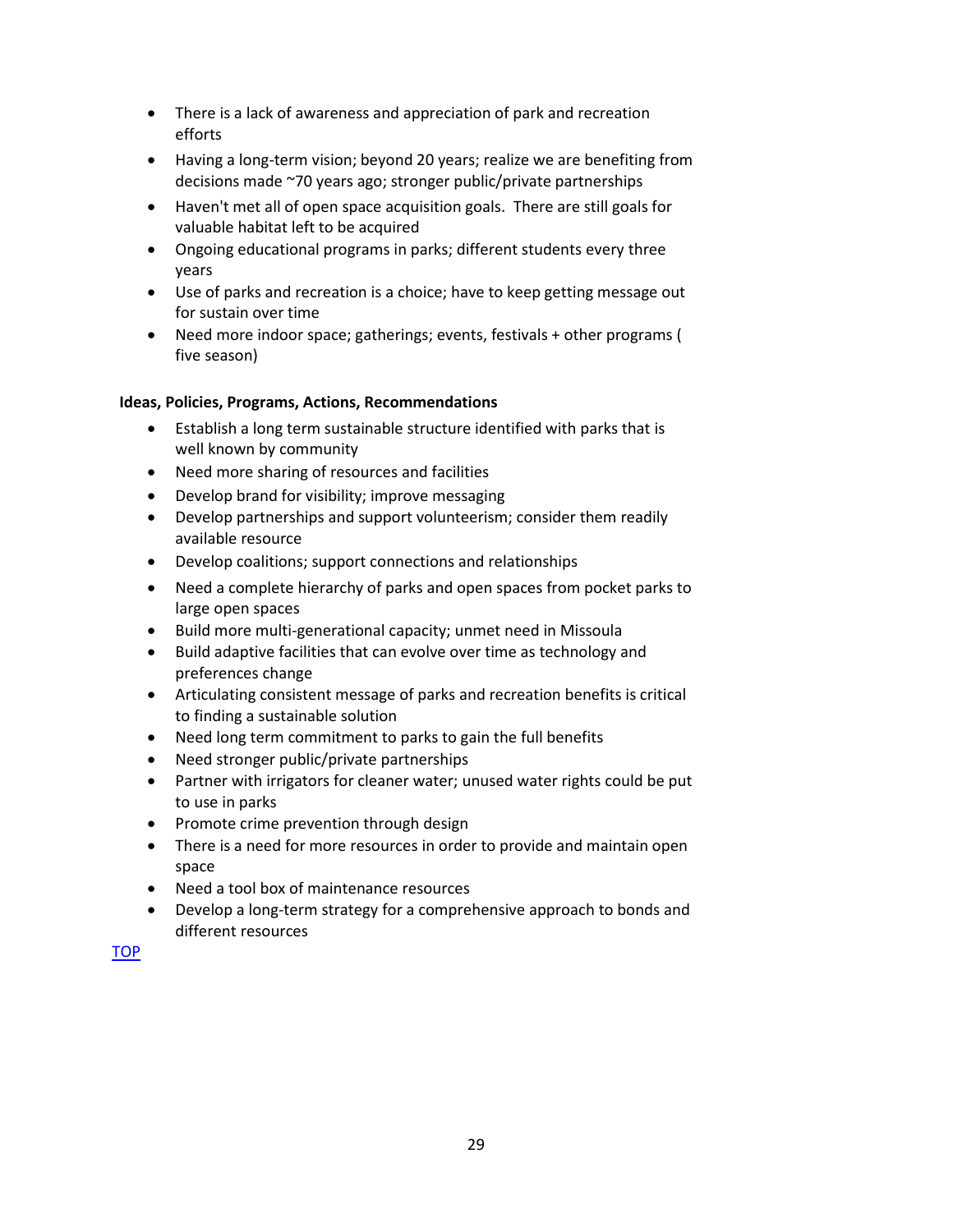- There is a lack of awareness and appreciation of park and recreation efforts
- Having a long-term vision; beyond 20 years; realize we are benefiting from decisions made ~70 years ago; stronger public/private partnerships
- Haven't met all of open space acquisition goals. There are still goals for valuable habitat left to be acquired
- Ongoing educational programs in parks; different students every three years
- Use of parks and recreation is a choice; have to keep getting message out for sustain over time
- Need more indoor space; gatherings; events, festivals + other programs ( five season)

**Ideas, Policies, Programs, Actions, Recommendations**

- Establish a long term sustainable structure identified with parks that is well known by community
- Need more sharing of resources and facilities
- Develop brand for visibility; improve messaging
- Develop partnerships and support volunteerism; consider them readily available resource
- Develop coalitions; support connections and relationships
- Need a complete hierarchy of parks and open spaces from pocket parks to large open spaces
- Build more multi-generational capacity; unmet need in Missoula
- Build adaptive facilities that can evolve over time as technology and preferences change
- Articulating consistent message of parks and recreation benefits is critical to finding a sustainable solution
- Need long term commitment to parks to gain the full benefits
- Need stronger public/private partnerships
- Partner with irrigators for cleaner water; unused water rights could be put to use in parks
- Promote crime prevention through design
- There is a need for more resources in order to provide and maintain open space
- Need a tool box of maintenance resources
- Develop a long-term strategy for a comprehensive approach to bonds and different resources

TOP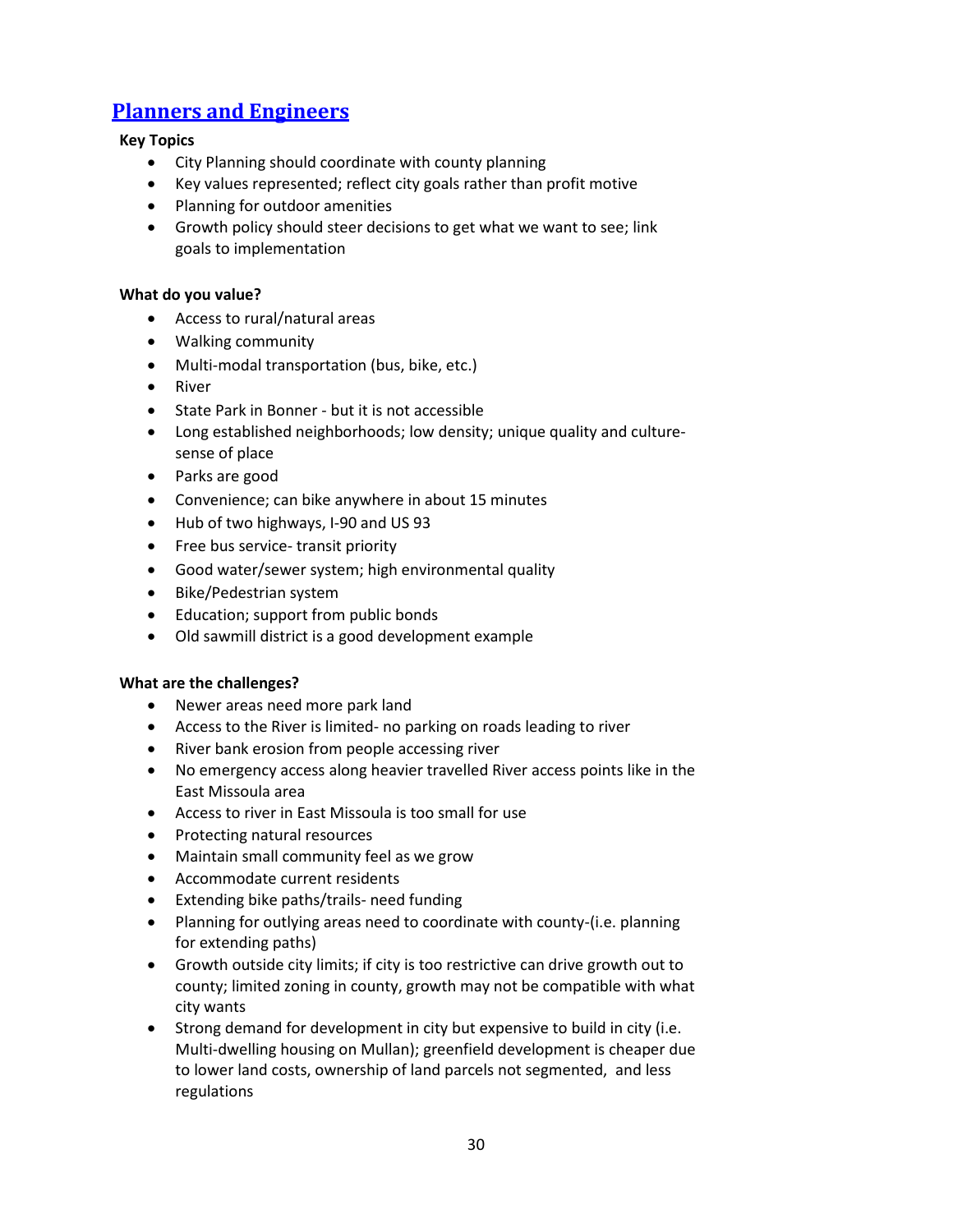## Planners and Engineers

**Key Topics**

- City Planning should coordinate with county planning
- Key values represented; reflect city goals rather than profit motive
- Planning for outdoor amenities
- Growth policy should steer decisions to get what we want to see; link goals to implementation

**What do you value?**

- Access to rural/natural areas
- Walking community
- Multi-modal transportation (bus, bike, etc.)
- River
- State Park in Bonner - but it is not accessible
- Long established neighborhoods; low density; unique quality and culture- sense of place
- Parks are good
- Convenience; can bike anywhere in about 15 minutes
- Hub of two highways, I-90 and US 93
- Free bus service- transit priority
- Good water/sewer system; high environmental quality
- Bike/Pedestrian system
- Education; support from public bonds
- Old sawmill district is a good development example

**What are the challenges?**

- Newer areas need more park land
- Access to the River is limited- no parking on roads leading to river
- River bank erosion from people accessing river
- No emergency access along heavier travelled River access points like in the East Missoula area
- Access to river in East Missoula is too small for use
- Protecting natural resources
- Maintain small community feel as we grow
- Accommodate current residents
- Extending bike paths/trails- need funding
- Planning for outlying areas need to coordinate with county-(i.e. planning for extending paths)
- Growth outside city limits; if city is too restrictive can drive growth out to county; limited zoning in county, growth may not be compatible with what city wants
- Strong demand for development in city but expensive to build in city (i.e. Multi-dwelling housing on Mullan); greenfield development is cheaper due to lower land costs, ownership of land parcels not segmented, and less regulations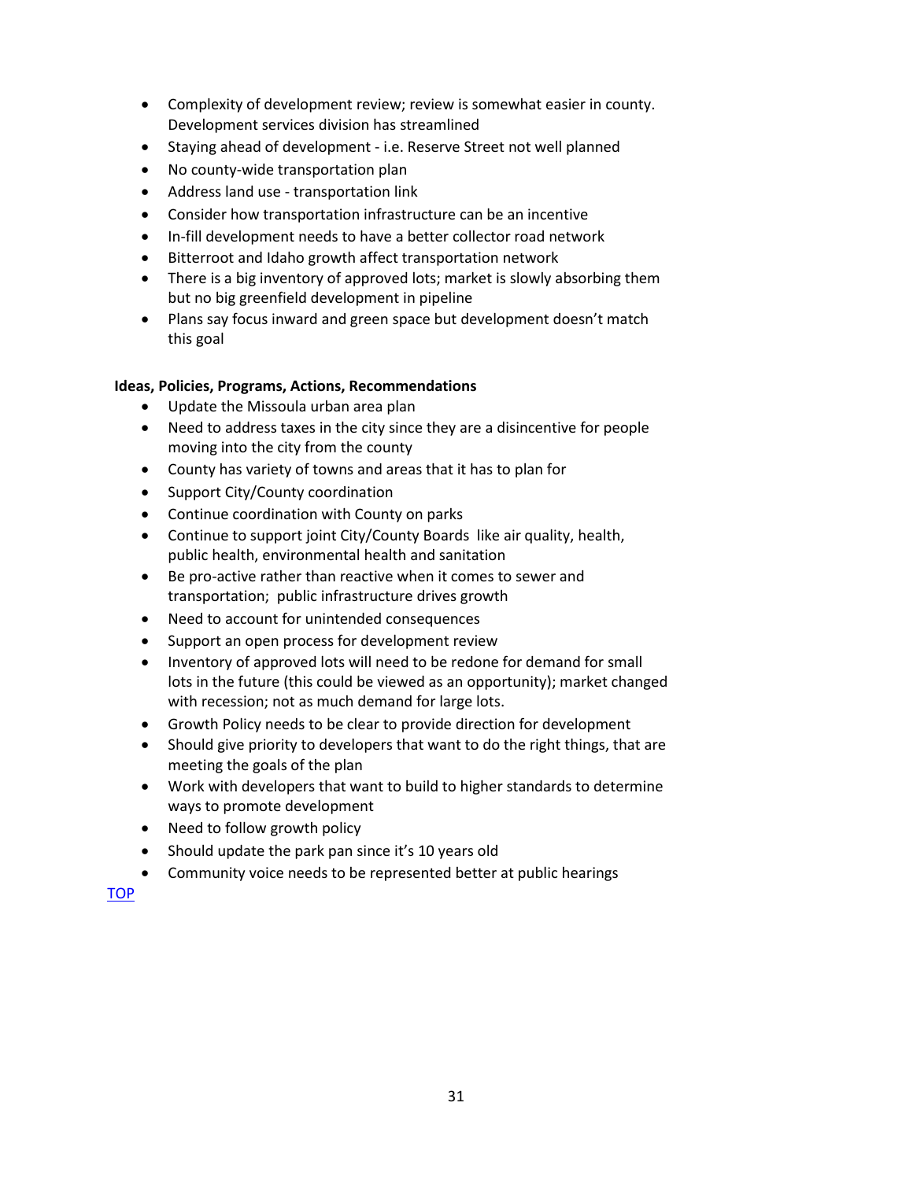- Complexity of development review; review is somewhat easier in county. Development services division has streamlined
- Staying ahead of development - i.e. Reserve Street not well planned
- No county-wide transportation plan
- Address land use - transportation link
- Consider how transportation infrastructure can be an incentive
- In-fill development needs to have a better collector road network
- Bitterroot and Idaho growth affect transportation network
- There is a big inventory of approved lots; market is slowly absorbing them but no big greenfield development in pipeline
- Plans say focus inward and green space but development doesn't match this goal

**Ideas, Policies, Programs, Actions, Recommendations**

- Update the Missoula urban area plan
- Need to address taxes in the city since they are a disincentive for people moving into the city from the county
- County has variety of towns and areas that it has to plan for
- Support City/County coordination
- Continue coordination with County on parks
- Continue to support joint City/County Boards like air quality, health, public health, environmental health and sanitation
- Be pro-active rather than reactive when it comes to sewer and transportation; public infrastructure drives growth
- Need to account for unintended consequences
- Support an open process for development review
- Inventory of approved lots will need to be redone for demand for small lots in the future (this could be viewed as an opportunity); market changed with recession; not as much demand for large lots.
- Growth Policy needs to be clear to provide direction for development
- Should give priority to developers that want to do the right things, that are meeting the goals of the plan
- Work with developers that want to build to higher standards to determine ways to promote development
- Need to follow growth policy
- Should update the park pan since it's 10 years old
- Community voice needs to be represented better at public hearings

TOP